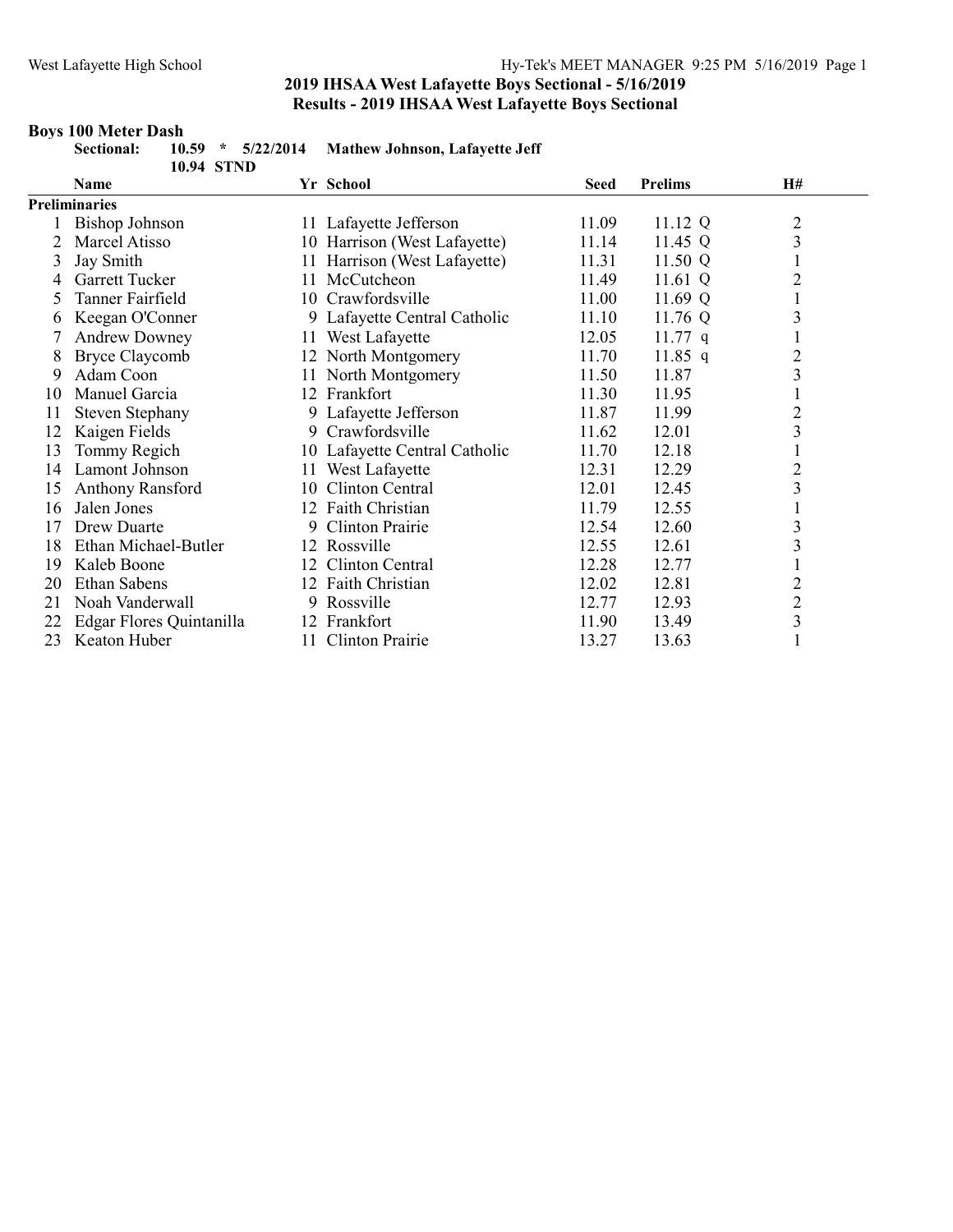## 2019 IHSAA West Lafayette Boys Sectional - 5/16/2019

## Results - 2019 IHSAA West Lafayette Boys Sectional

### Boys 100 Meter Dash

**Sectional:** **10.59 * 5/22/2014 Mathew Johnson, Lafayette Jeff**
**10.94 STND**

| | Name | Yr | School | Seed | Prelims | H# |
|---|---|---|---|---|---|---|
| **Preliminaries** | | | | | | |
| 1 | Bishop Johnson | 11 | Lafayette Jefferson | 11.09 | 11.12 Q | 2 |
| 2 | Marcel Atisso | 10 | Harrison (West Lafayette) | 11.14 | 11.45 Q | 3 |
| 3 | Jay Smith | 11 | Harrison (West Lafayette) | 11.31 | 11.50 Q | 1 |
| 4 | Garrett Tucker | 11 | McCutcheon | 11.49 | 11.61 Q | 2 |
| 5 | Tanner Fairfield | 10 | Crawfordsville | 11.00 | 11.69 Q | 1 |
| 6 | Keegan O'Conner | 9 | Lafayette Central Catholic | 11.10 | 11.76 Q | 3 |
| 7 | Andrew Downey | 11 | West Lafayette | 12.05 | 11.77 q | 1 |
| 8 | Bryce Claycomb | 12 | North Montgomery | 11.70 | 11.85 q | 2 |
| 9 | Adam Coon | 11 | North Montgomery | 11.50 | 11.87 | 3 |
| 10 | Manuel Garcia | 12 | Frankfort | 11.30 | 11.95 | 1 |
| 11 | Steven Stephany | 9 | Lafayette Jefferson | 11.87 | 11.99 | 2 |
| 12 | Kaigen Fields | 9 | Crawfordsville | 11.62 | 12.01 | 3 |
| 13 | Tommy Regich | 10 | Lafayette Central Catholic | 11.70 | 12.18 | 1 |
| 14 | Lamont Johnson | 11 | West Lafayette | 12.31 | 12.29 | 2 |
| 15 | Anthony Ransford | 10 | Clinton Central | 12.01 | 12.45 | 3 |
| 16 | Jalen Jones | 12 | Faith Christian | 11.79 | 12.55 | 1 |
| 17 | Drew Duarte | 9 | Clinton Prairie | 12.54 | 12.60 | 3 |
| 18 | Ethan Michael-Butler | 12 | Rossville | 12.55 | 12.61 | 3 |
| 19 | Kaleb Boone | 12 | Clinton Central | 12.28 | 12.77 | 1 |
| 20 | Ethan Sabens | 12 | Faith Christian | 12.02 | 12.81 | 2 |
| 21 | Noah Vanderwall | 9 | Rossville | 12.77 | 12.93 | 2 |
| 22 | Edgar Flores Quintanilla | 12 | Frankfort | 11.90 | 13.49 | 3 |
| 23 | Keaton Huber | 11 | Clinton Prairie | 13.27 | 13.63 | 1 |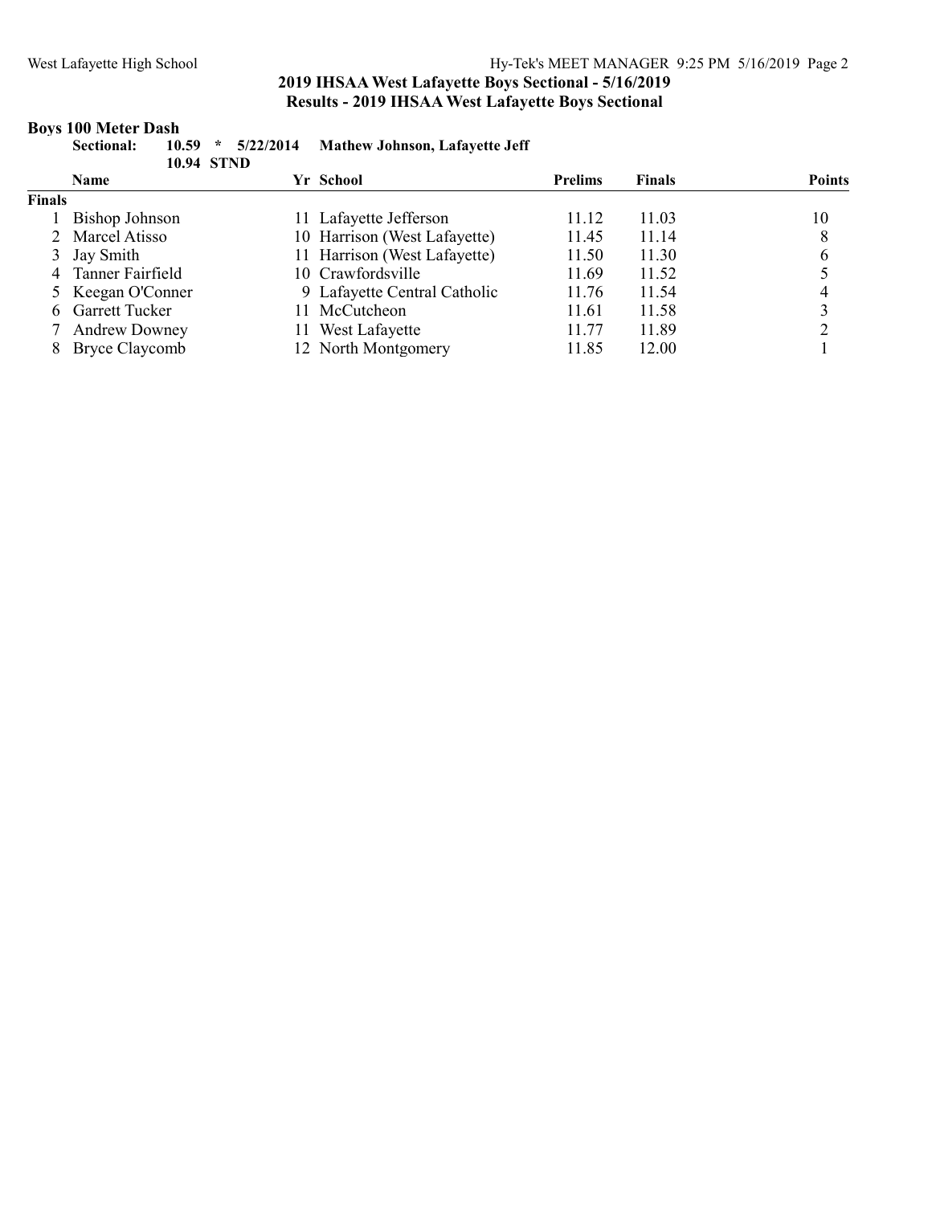## 2019 IHSAA West Lafayette Boys Sectional - 5/16/2019

## Results - 2019 IHSAA West Lafayette Boys Sectional

### Boys 100 Meter Dash

**Sectional:** 10.59 * 5/22/2014 **Mathew Johnson, Lafayette Jeff**

10.94 STND

**Finals**

| | Name | Yr | School | Prelims | Finals | Points |
|---|---|---|---|---|---|---|
| 1 | Bishop Johnson | 11 | Lafayette Jefferson | 11.12 | 11.03 | 10 |
| 2 | Marcel Atisso | 10 | Harrison (West Lafayette) | 11.45 | 11.14 | 8 |
| 3 | Jay Smith | 11 | Harrison (West Lafayette) | 11.50 | 11.30 | 6 |
| 4 | Tanner Fairfield | 10 | Crawfordsville | 11.69 | 11.52 | 5 |
| 5 | Keegan O'Conner | 9 | Lafayette Central Catholic | 11.76 | 11.54 | 4 |
| 6 | Garrett Tucker | 11 | McCutcheon | 11.61 | 11.58 | 3 |
| 7 | Andrew Downey | 11 | West Lafayette | 11.77 | 11.89 | 2 |
| 8 | Bryce Claycomb | 12 | North Montgomery | 11.85 | 12.00 | 1 |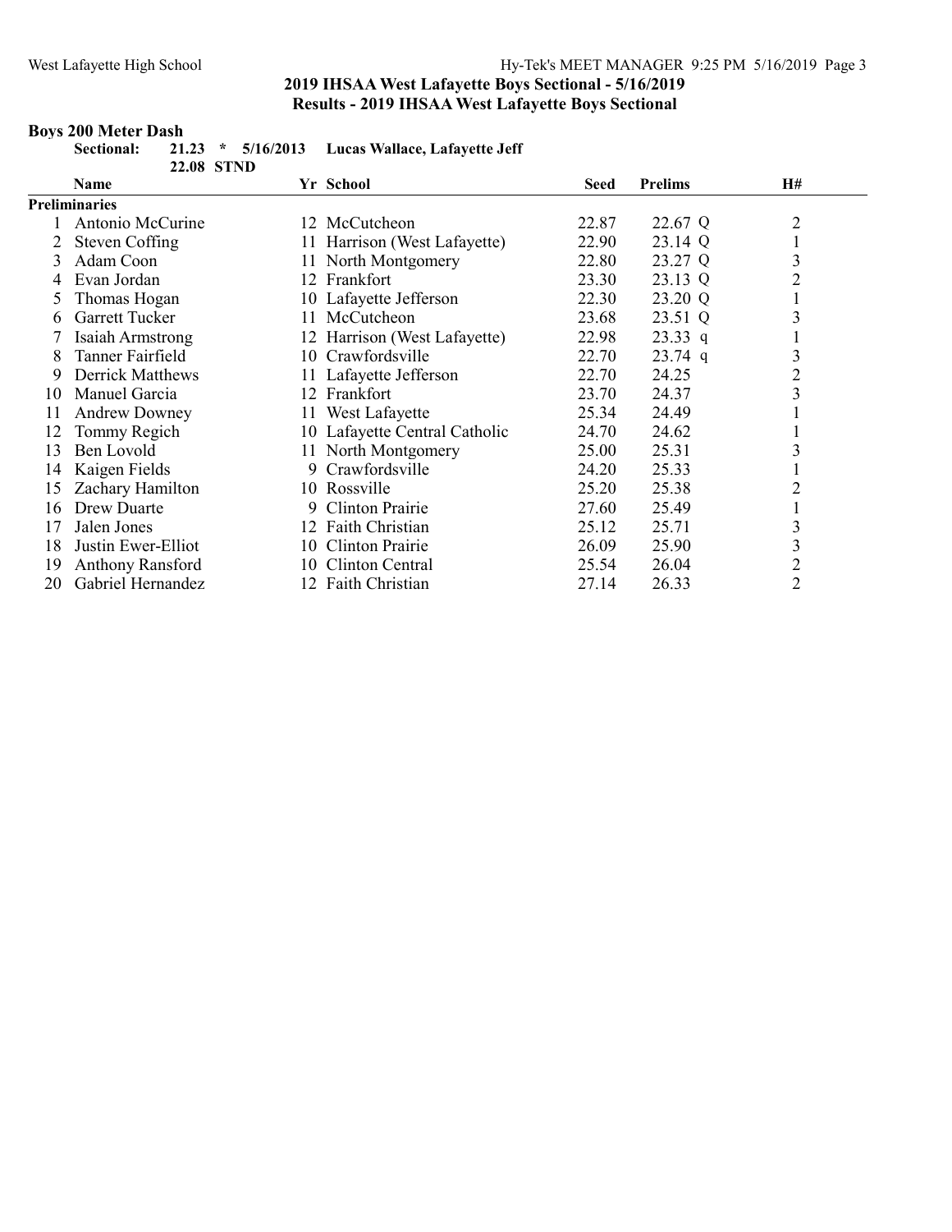# 2019 IHSAA West Lafayette Boys Sectional - 5/16/2019

## Results - 2019 IHSAA West Lafayette Boys Sectional

### Boys 200 Meter Dash

**Sectional:** 21.23 * 5/16/2013 **Lucas Wallace, Lafayette Jeff**

22.08 STND

| | Name | Yr | School | Seed | Prelims | | H# |
|---|---|---|---|---|---|---|---|
| **Preliminaries** | | | | | | | |
| 1 | Antonio McCurine | 12 | McCutcheon | 22.87 | 22.67 | Q | 2 |
| 2 | Steven Coffing | 11 | Harrison (West Lafayette) | 22.90 | 23.14 | Q | 1 |
| 3 | Adam Coon | 11 | North Montgomery | 22.80 | 23.27 | Q | 3 |
| 4 | Evan Jordan | 12 | Frankfort | 23.30 | 23.13 | Q | 2 |
| 5 | Thomas Hogan | 10 | Lafayette Jefferson | 22.30 | 23.20 | Q | 1 |
| 6 | Garrett Tucker | 11 | McCutcheon | 23.68 | 23.51 | Q | 3 |
| 7 | Isaiah Armstrong | 12 | Harrison (West Lafayette) | 22.98 | 23.33 | q | 1 |
| 8 | Tanner Fairfield | 10 | Crawfordsville | 22.70 | 23.74 | q | 3 |
| 9 | Derrick Matthews | 11 | Lafayette Jefferson | 22.70 | 24.25 | | 2 |
| 10 | Manuel Garcia | 12 | Frankfort | 23.70 | 24.37 | | 3 |
| 11 | Andrew Downey | 11 | West Lafayette | 25.34 | 24.49 | | 1 |
| 12 | Tommy Regich | 10 | Lafayette Central Catholic | 24.70 | 24.62 | | 1 |
| 13 | Ben Lovold | 11 | North Montgomery | 25.00 | 25.31 | | 3 |
| 14 | Kaigen Fields | 9 | Crawfordsville | 24.20 | 25.33 | | 1 |
| 15 | Zachary Hamilton | 10 | Rossville | 25.20 | 25.38 | | 2 |
| 16 | Drew Duarte | 9 | Clinton Prairie | 27.60 | 25.49 | | 1 |
| 17 | Jalen Jones | 12 | Faith Christian | 25.12 | 25.71 | | 3 |
| 18 | Justin Ewer-Elliot | 10 | Clinton Prairie | 26.09 | 25.90 | | 3 |
| 19 | Anthony Ransford | 10 | Clinton Central | 25.54 | 26.04 | | 2 |
| 20 | Gabriel Hernandez | 12 | Faith Christian | 27.14 | 26.33 | | 2 |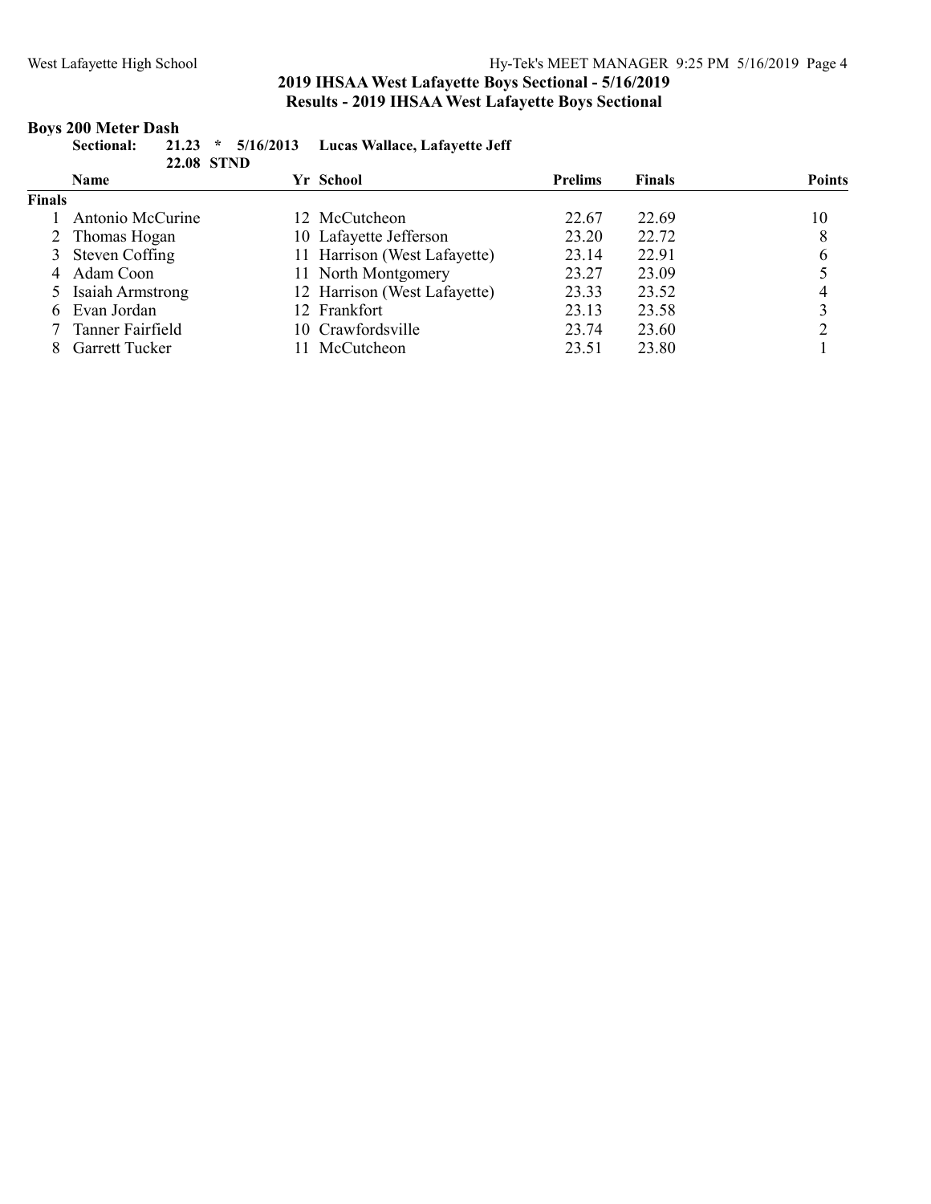## 2019 IHSAA West Lafayette Boys Sectional - 5/16/2019

## Results - 2019 IHSAA West Lafayette Boys Sectional

### Boys 200 Meter Dash

**Sectional: 21.23 * 5/16/2013 Lucas Wallace, Lafayette Jeff**

**22.08 STND**

| | Name | Yr | School | Prelims | Finals | Points |
|---|---|---|---|---|---|---|
| **Finals** | | | | | | |
| 1 | Antonio McCurine | 12 | McCutcheon | 22.67 | 22.69 | 10 |
| 2 | Thomas Hogan | 10 | Lafayette Jefferson | 23.20 | 22.72 | 8 |
| 3 | Steven Coffing | 11 | Harrison (West Lafayette) | 23.14 | 22.91 | 6 |
| 4 | Adam Coon | 11 | North Montgomery | 23.27 | 23.09 | 5 |
| 5 | Isaiah Armstrong | 12 | Harrison (West Lafayette) | 23.33 | 23.52 | 4 |
| 6 | Evan Jordan | 12 | Frankfort | 23.13 | 23.58 | 3 |
| 7 | Tanner Fairfield | 10 | Crawfordsville | 23.74 | 23.60 | 2 |
| 8 | Garrett Tucker | 11 | McCutcheon | 23.51 | 23.80 | 1 |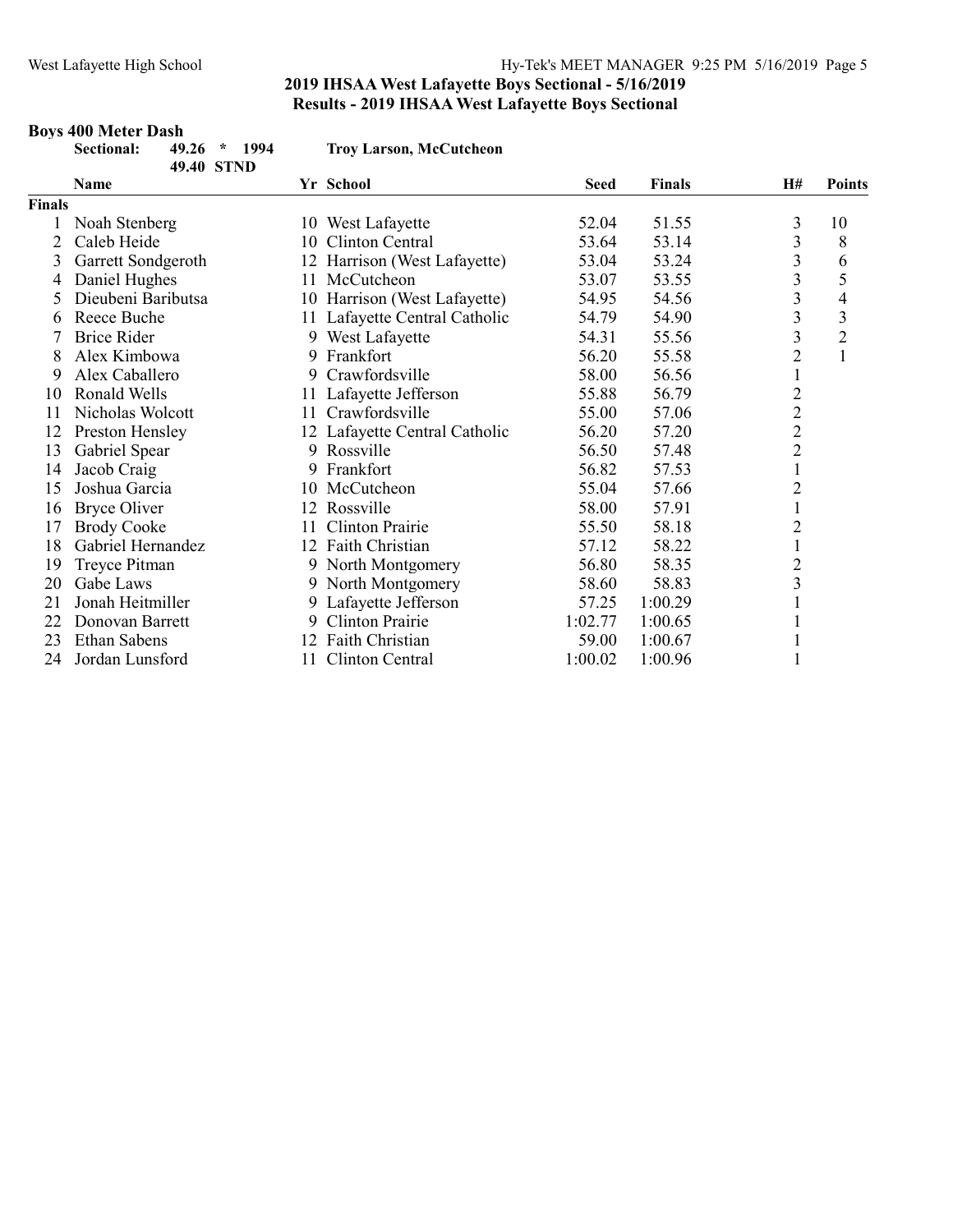## 2019 IHSAA West Lafayette Boys Sectional - 5/16/2019
## Results - 2019 IHSAA West Lafayette Boys Sectional

### Boys 400 Meter Dash

**Sectional:** **49.26 * 1994** **Troy Larson, McCutcheon**
**49.40 STND**

| | Name | Yr | School | Seed | Finals | H# | Points |
|---|---|---|---|---|---|---|---|
| **Finals** | | | | | | | |
| 1 | Noah Stenberg | 10 | West Lafayette | 52.04 | 51.55 | 3 | 10 |
| 2 | Caleb Heide | 10 | Clinton Central | 53.64 | 53.14 | 3 | 8 |
| 3 | Garrett Sondgeroth | 12 | Harrison (West Lafayette) | 53.04 | 53.24 | 3 | 6 |
| 4 | Daniel Hughes | 11 | McCutcheon | 53.07 | 53.55 | 3 | 5 |
| 5 | Dieubeni Baributsa | 10 | Harrison (West Lafayette) | 54.95 | 54.56 | 3 | 4 |
| 6 | Reece Buche | 11 | Lafayette Central Catholic | 54.79 | 54.90 | 3 | 3 |
| 7 | Brice Rider | 9 | West Lafayette | 54.31 | 55.56 | 3 | 2 |
| 8 | Alex Kimbowa | 9 | Frankfort | 56.20 | 55.58 | 2 | 1 |
| 9 | Alex Caballero | 9 | Crawfordsville | 58.00 | 56.56 | 1 | |
| 10 | Ronald Wells | 11 | Lafayette Jefferson | 55.88 | 56.79 | 2 | |
| 11 | Nicholas Wolcott | 11 | Crawfordsville | 55.00 | 57.06 | 2 | |
| 12 | Preston Hensley | 12 | Lafayette Central Catholic | 56.20 | 57.20 | 2 | |
| 13 | Gabriel Spear | 9 | Rossville | 56.50 | 57.48 | 2 | |
| 14 | Jacob Craig | 9 | Frankfort | 56.82 | 57.53 | 1 | |
| 15 | Joshua Garcia | 10 | McCutcheon | 55.04 | 57.66 | 2 | |
| 16 | Bryce Oliver | 12 | Rossville | 58.00 | 57.91 | 1 | |
| 17 | Brody Cooke | 11 | Clinton Prairie | 55.50 | 58.18 | 2 | |
| 18 | Gabriel Hernandez | 12 | Faith Christian | 57.12 | 58.22 | 1 | |
| 19 | Treyce Pitman | 9 | North Montgomery | 56.80 | 58.35 | 2 | |
| 20 | Gabe Laws | 9 | North Montgomery | 58.60 | 58.83 | 3 | |
| 21 | Jonah Heitmiller | 9 | Lafayette Jefferson | 57.25 | 1:00.29 | 1 | |
| 22 | Donovan Barrett | 9 | Clinton Prairie | 1:02.77 | 1:00.65 | 1 | |
| 23 | Ethan Sabens | 12 | Faith Christian | 59.00 | 1:00.67 | 1 | |
| 24 | Jordan Lunsford | 11 | Clinton Central | 1:00.02 | 1:00.96 | 1 | |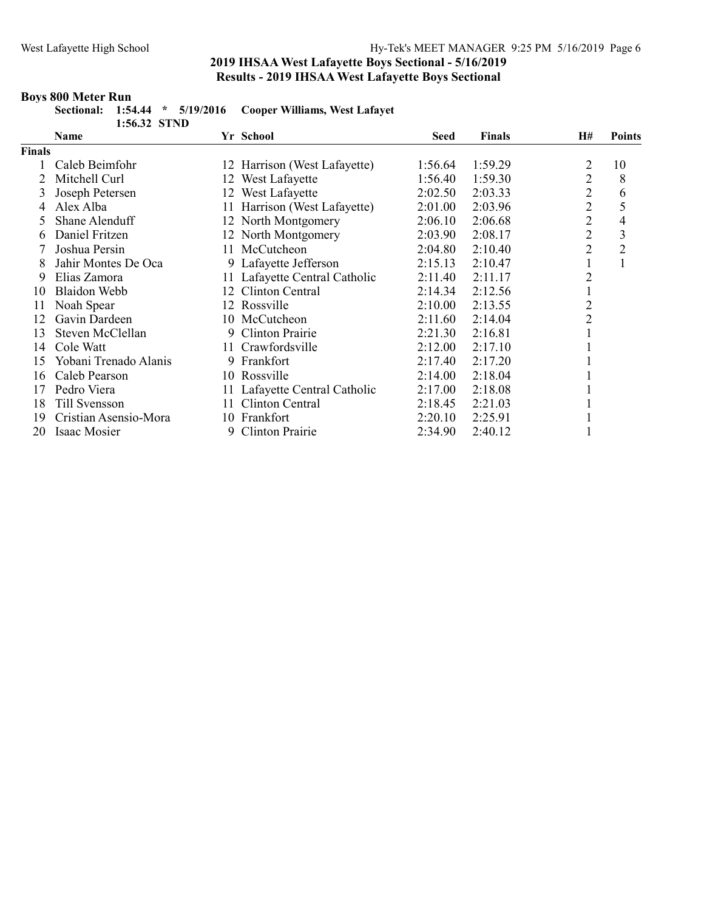## 2019 IHSAA West Lafayette Boys Sectional - 5/16/2019

### Results - 2019 IHSAA West Lafayette Boys Sectional

**Boys 800 Meter Run**

**Sectional: 1:54.44 * 5/19/2016 Cooper Williams, West Lafayet**

**1:56.32 STND**

| | Name | Yr | School | Seed | Finals | H# | Points |
|---|---|---|---|---|---|---|---|
| **Finals** | | | | | | | |
| 1 | Caleb Beimfohr | 12 | Harrison (West Lafayette) | 1:56.64 | 1:59.29 | 2 | 10 |
| 2 | Mitchell Curl | 12 | West Lafayette | 1:56.40 | 1:59.30 | 2 | 8 |
| 3 | Joseph Petersen | 12 | West Lafayette | 2:02.50 | 2:03.33 | 2 | 6 |
| 4 | Alex Alba | 11 | Harrison (West Lafayette) | 2:01.00 | 2:03.96 | 2 | 5 |
| 5 | Shane Alenduff | 12 | North Montgomery | 2:06.10 | 2:06.68 | 2 | 4 |
| 6 | Daniel Fritzen | 12 | North Montgomery | 2:03.90 | 2:08.17 | 2 | 3 |
| 7 | Joshua Persin | 11 | McCutcheon | 2:04.80 | 2:10.40 | 2 | 2 |
| 8 | Jahir Montes De Oca | 9 | Lafayette Jefferson | 2:15.13 | 2:10.47 | 1 | 1 |
| 9 | Elias Zamora | 11 | Lafayette Central Catholic | 2:11.40 | 2:11.17 | 2 | |
| 10 | Blaidon Webb | 12 | Clinton Central | 2:14.34 | 2:12.56 | 1 | |
| 11 | Noah Spear | 12 | Rossville | 2:10.00 | 2:13.55 | 2 | |
| 12 | Gavin Dardeen | 10 | McCutcheon | 2:11.60 | 2:14.04 | 2 | |
| 13 | Steven McClellan | 9 | Clinton Prairie | 2:21.30 | 2:16.81 | 1 | |
| 14 | Cole Watt | 11 | Crawfordsville | 2:12.00 | 2:17.10 | 1 | |
| 15 | Yobani Trenado Alanis | 9 | Frankfort | 2:17.40 | 2:17.20 | 1 | |
| 16 | Caleb Pearson | 10 | Rossville | 2:14.00 | 2:18.04 | 1 | |
| 17 | Pedro Viera | 11 | Lafayette Central Catholic | 2:17.00 | 2:18.08 | 1 | |
| 18 | Till Svensson | 11 | Clinton Central | 2:18.45 | 2:21.03 | 1 | |
| 19 | Cristian Asensio-Mora | 10 | Frankfort | 2:20.10 | 2:25.91 | 1 | |
| 20 | Isaac Mosier | 9 | Clinton Prairie | 2:34.90 | 2:40.12 | 1 | |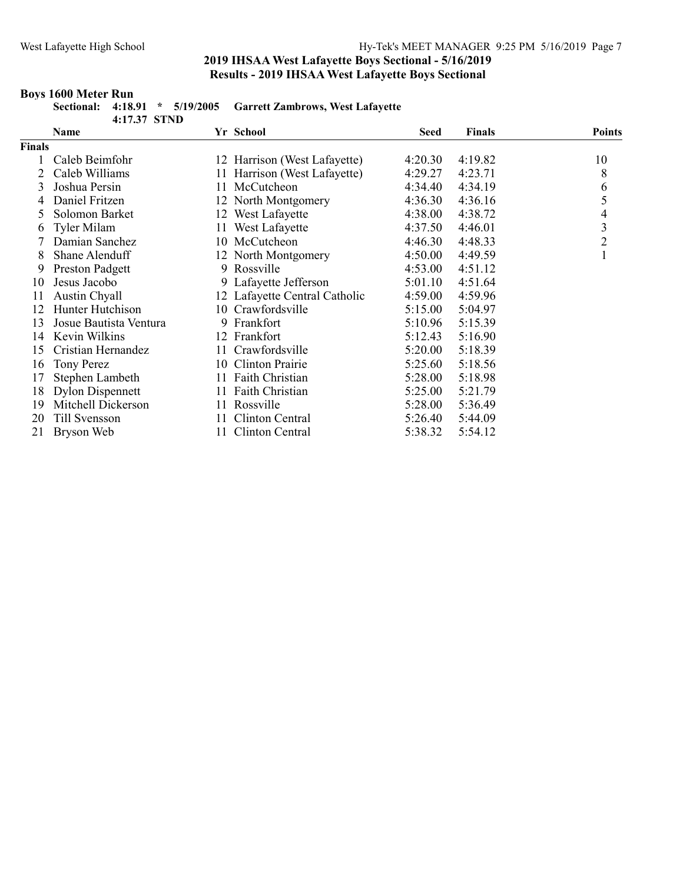## 2019 IHSAA West Lafayette Boys Sectional - 5/16/2019

## Results - 2019 IHSAA West Lafayette Boys Sectional

### Boys 1600 Meter Run

**Sectional: 4:18.91 * 5/19/2005 Garrett Zambrows, West Lafayette**
**4:17.37 STND**

| | Name | Yr | School | Seed | Finals | Points |
|---|---|---|---|---|---|---|
| **Finals** | | | | | | |
| 1 | Caleb Beimfohr | 12 | Harrison (West Lafayette) | 4:20.30 | 4:19.82 | 10 |
| 2 | Caleb Williams | 11 | Harrison (West Lafayette) | 4:29.27 | 4:23.71 | 8 |
| 3 | Joshua Persin | 11 | McCutcheon | 4:34.40 | 4:34.19 | 6 |
| 4 | Daniel Fritzen | 12 | North Montgomery | 4:36.30 | 4:36.16 | 5 |
| 5 | Solomon Barket | 12 | West Lafayette | 4:38.00 | 4:38.72 | 4 |
| 6 | Tyler Milam | 11 | West Lafayette | 4:37.50 | 4:46.01 | 3 |
| 7 | Damian Sanchez | 10 | McCutcheon | 4:46.30 | 4:48.33 | 2 |
| 8 | Shane Alenduff | 12 | North Montgomery | 4:50.00 | 4:49.59 | 1 |
| 9 | Preston Padgett | 9 | Rossville | 4:53.00 | 4:51.12 | |
| 10 | Jesus Jacobo | 9 | Lafayette Jefferson | 5:01.10 | 4:51.64 | |
| 11 | Austin Chyall | 12 | Lafayette Central Catholic | 4:59.00 | 4:59.96 | |
| 12 | Hunter Hutchison | 10 | Crawfordsville | 5:15.00 | 5:04.97 | |
| 13 | Josue Bautista Ventura | 9 | Frankfort | 5:10.96 | 5:15.39 | |
| 14 | Kevin Wilkins | 12 | Frankfort | 5:12.43 | 5:16.90 | |
| 15 | Cristian Hernandez | 11 | Crawfordsville | 5:20.00 | 5:18.39 | |
| 16 | Tony Perez | 10 | Clinton Prairie | 5:25.60 | 5:18.56 | |
| 17 | Stephen Lambeth | 11 | Faith Christian | 5:28.00 | 5:18.98 | |
| 18 | Dylon Dispennett | 11 | Faith Christian | 5:25.00 | 5:21.79 | |
| 19 | Mitchell Dickerson | 11 | Rossville | 5:28.00 | 5:36.49 | |
| 20 | Till Svensson | 11 | Clinton Central | 5:26.40 | 5:44.09 | |
| 21 | Bryson Web | 11 | Clinton Central | 5:38.32 | 5:54.12 | |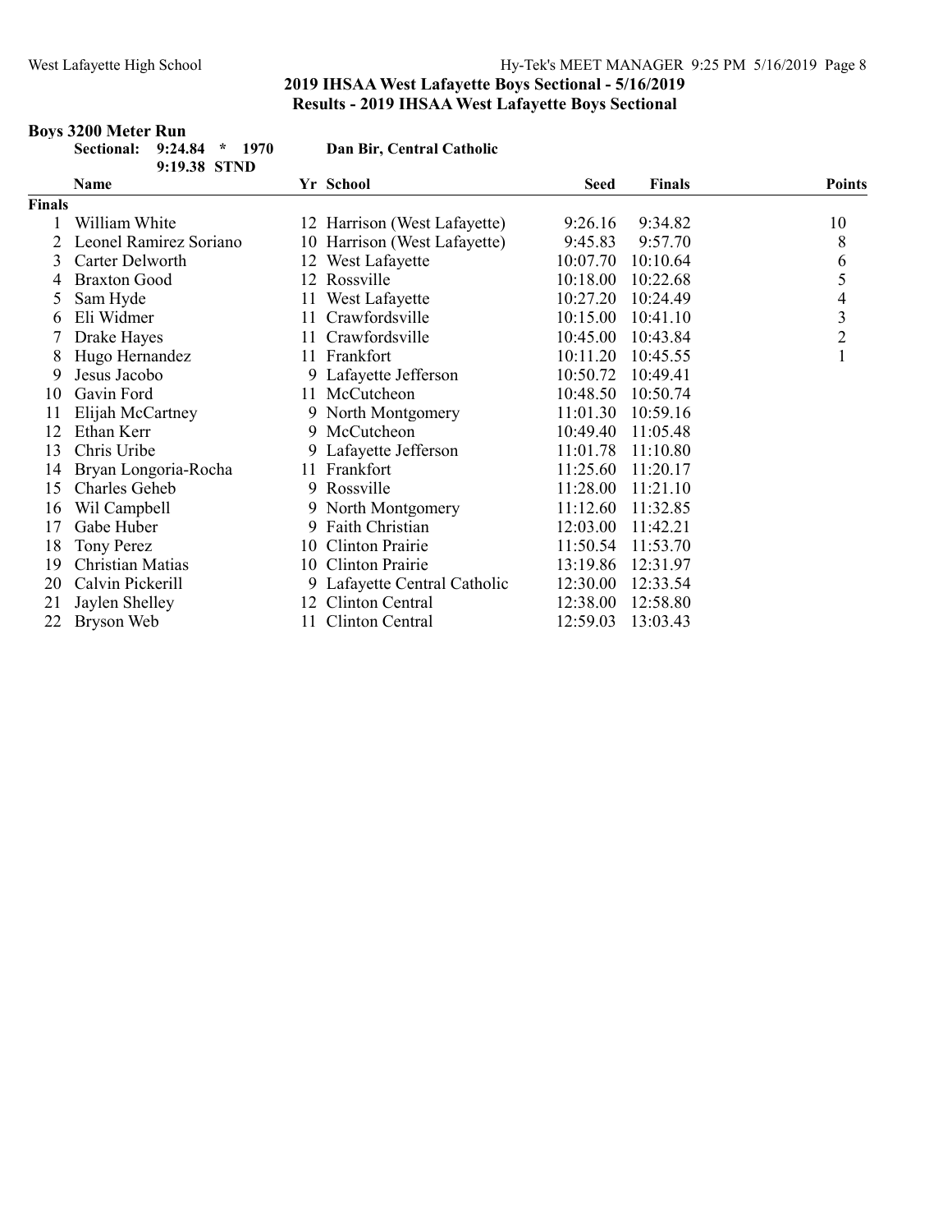## 2019 IHSAA West Lafayette Boys Sectional - 5/16/2019

## Results - 2019 IHSAA West Lafayette Boys Sectional

### Boys 3200 Meter Run

**Sectional: 9:24.84 * 1970 Dan Bir, Central Catholic**

**9:19.38 STND**

| | Name | Yr | School | Seed | Finals | Points |
|---|---|---|---|---|---|---|
| **Finals** | | | | | | |
| 1 | William White | 12 | Harrison (West Lafayette) | 9:26.16 | 9:34.82 | 10 |
| 2 | Leonel Ramirez Soriano | 10 | Harrison (West Lafayette) | 9:45.83 | 9:57.70 | 8 |
| 3 | Carter Delworth | 12 | West Lafayette | 10:07.70 | 10:10.64 | 6 |
| 4 | Braxton Good | 12 | Rossville | 10:18.00 | 10:22.68 | 5 |
| 5 | Sam Hyde | 11 | West Lafayette | 10:27.20 | 10:24.49 | 4 |
| 6 | Eli Widmer | 11 | Crawfordsville | 10:15.00 | 10:41.10 | 3 |
| 7 | Drake Hayes | 11 | Crawfordsville | 10:45.00 | 10:43.84 | 2 |
| 8 | Hugo Hernandez | 11 | Frankfort | 10:11.20 | 10:45.55 | 1 |
| 9 | Jesus Jacobo | 9 | Lafayette Jefferson | 10:50.72 | 10:49.41 | |
| 10 | Gavin Ford | 11 | McCutcheon | 10:48.50 | 10:50.74 | |
| 11 | Elijah McCartney | 9 | North Montgomery | 11:01.30 | 10:59.16 | |
| 12 | Ethan Kerr | 9 | McCutcheon | 10:49.40 | 11:05.48 | |
| 13 | Chris Uribe | 9 | Lafayette Jefferson | 11:01.78 | 11:10.80 | |
| 14 | Bryan Longoria-Rocha | 11 | Frankfort | 11:25.60 | 11:20.17 | |
| 15 | Charles Geheb | 9 | Rossville | 11:28.00 | 11:21.10 | |
| 16 | Wil Campbell | 9 | North Montgomery | 11:12.60 | 11:32.85 | |
| 17 | Gabe Huber | 9 | Faith Christian | 12:03.00 | 11:42.21 | |
| 18 | Tony Perez | 10 | Clinton Prairie | 11:50.54 | 11:53.70 | |
| 19 | Christian Matias | 10 | Clinton Prairie | 13:19.86 | 12:31.97 | |
| 20 | Calvin Pickerill | 9 | Lafayette Central Catholic | 12:30.00 | 12:33.54 | |
| 21 | Jaylen Shelley | 12 | Clinton Central | 12:38.00 | 12:58.80 | |
| 22 | Bryson Web | 11 | Clinton Central | 12:59.03 | 13:03.43 | |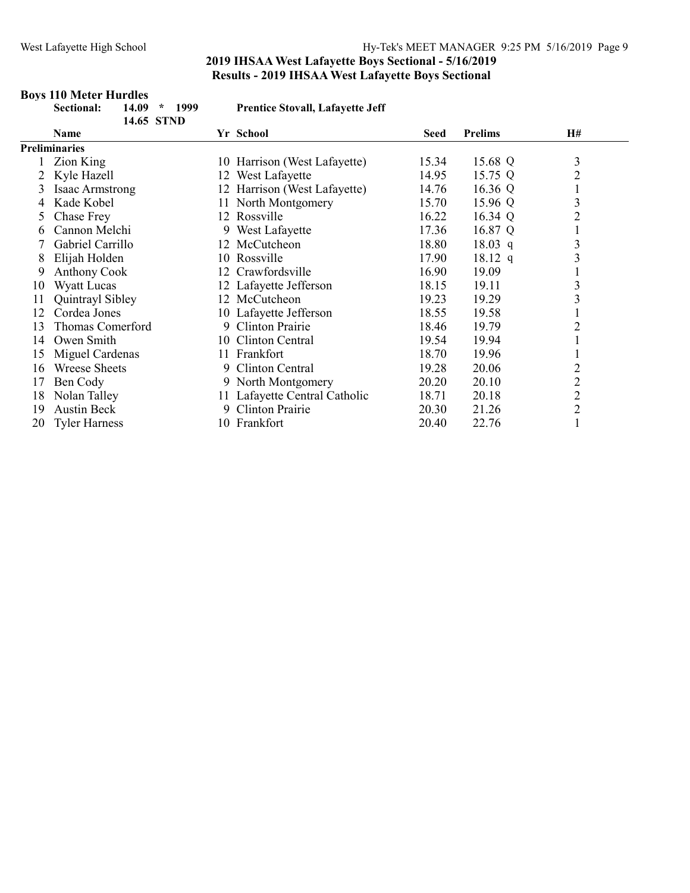## 2019 IHSAA West Lafayette Boys Sectional - 5/16/2019

## Results - 2019 IHSAA West Lafayette Boys Sectional

### Boys 110 Meter Hurdles

**Sectional:** **14.09 * 1999** **Prentice Stovall, Lafayette Jeff**

**14.65 STND**

**Preliminaries**

| | Name | Yr | School | Seed | Prelims | | H# |
|---|---|---|---|---|---|---|---|
| 1 | Zion King | 10 | Harrison (West Lafayette) | 15.34 | 15.68 | Q | 3 |
| 2 | Kyle Hazell | 12 | West Lafayette | 14.95 | 15.75 | Q | 2 |
| 3 | Isaac Armstrong | 12 | Harrison (West Lafayette) | 14.76 | 16.36 | Q | 1 |
| 4 | Kade Kobel | 11 | North Montgomery | 15.70 | 15.96 | Q | 3 |
| 5 | Chase Frey | 12 | Rossville | 16.22 | 16.34 | Q | 2 |
| 6 | Cannon Melchi | 9 | West Lafayette | 17.36 | 16.87 | Q | 1 |
| 7 | Gabriel Carrillo | 12 | McCutcheon | 18.80 | 18.03 | q | 3 |
| 8 | Elijah Holden | 10 | Rossville | 17.90 | 18.12 | q | 3 |
| 9 | Anthony Cook | 12 | Crawfordsville | 16.90 | 19.09 | | 1 |
| 10 | Wyatt Lucas | 12 | Lafayette Jefferson | 18.15 | 19.11 | | 3 |
| 11 | Quintrayl Sibley | 12 | McCutcheon | 19.23 | 19.29 | | 3 |
| 12 | Cordea Jones | 10 | Lafayette Jefferson | 18.55 | 19.58 | | 1 |
| 13 | Thomas Comerford | 9 | Clinton Prairie | 18.46 | 19.79 | | 2 |
| 14 | Owen Smith | 10 | Clinton Central | 19.54 | 19.94 | | 1 |
| 15 | Miguel Cardenas | 11 | Frankfort | 18.70 | 19.96 | | 1 |
| 16 | Wreese Sheets | 9 | Clinton Central | 19.28 | 20.06 | | 2 |
| 17 | Ben Cody | 9 | North Montgomery | 20.20 | 20.10 | | 2 |
| 18 | Nolan Talley | 11 | Lafayette Central Catholic | 18.71 | 20.18 | | 2 |
| 19 | Austin Beck | 9 | Clinton Prairie | 20.30 | 21.26 | | 2 |
| 20 | Tyler Harness | 10 | Frankfort | 20.40 | 22.76 | | 1 |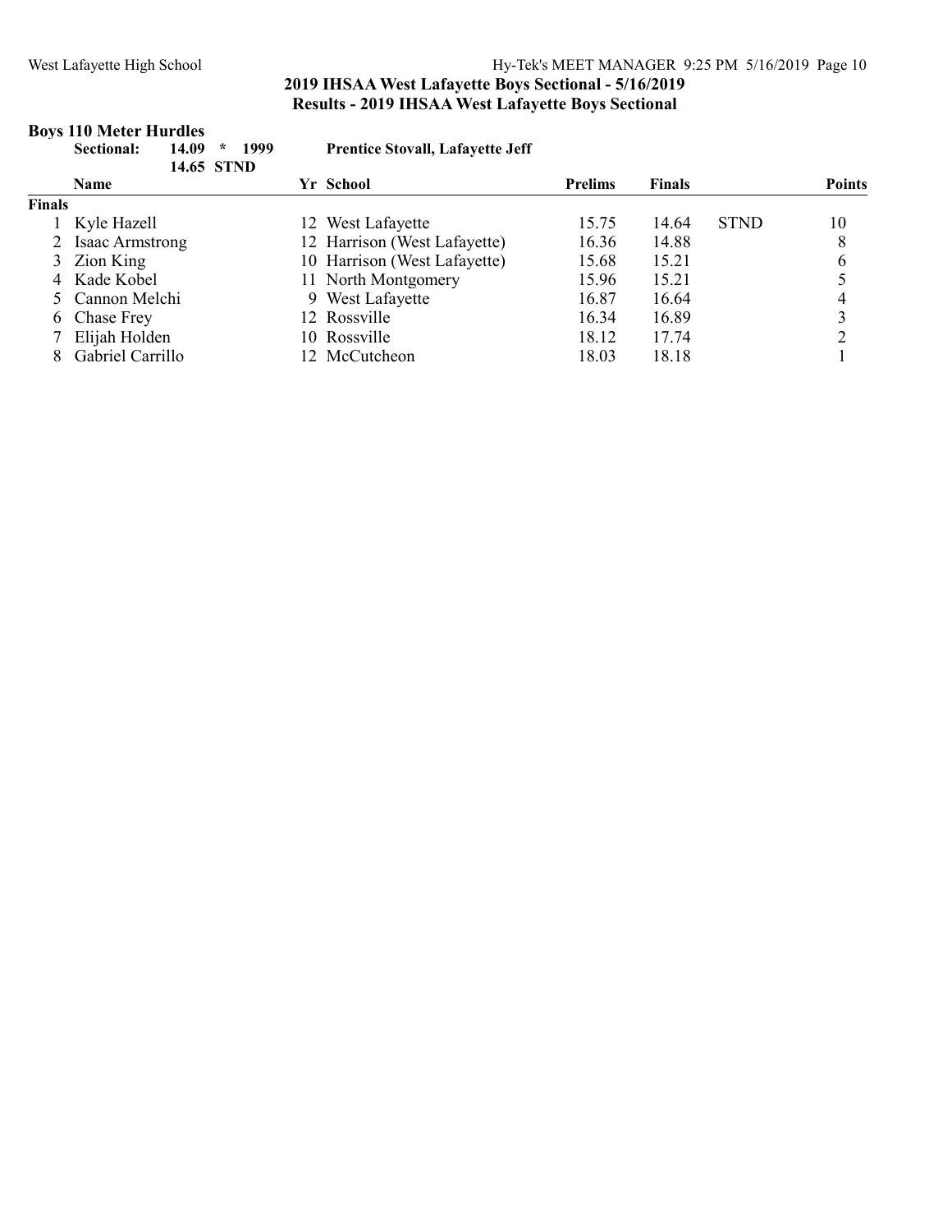## 2019 IHSAA West Lafayette Boys Sectional - 5/16/2019
## Results - 2019 IHSAA West Lafayette Boys Sectional

### Boys 110 Meter Hurdles

**Sectional:** 14.09 * 1999 **Prentice Stovall, Lafayette Jeff**
14.65 STND

| | Name | Yr | School | Prelims | Finals | | Points |
|---|---|---|---|---|---|---|---|
| **Finals** | | | | | | | |
| 1 | Kyle Hazell | 12 | West Lafayette | 15.75 | 14.64 | STND | 10 |
| 2 | Isaac Armstrong | 12 | Harrison (West Lafayette) | 16.36 | 14.88 | | 8 |
| 3 | Zion King | 10 | Harrison (West Lafayette) | 15.68 | 15.21 | | 6 |
| 4 | Kade Kobel | 11 | North Montgomery | 15.96 | 15.21 | | 5 |
| 5 | Cannon Melchi | 9 | West Lafayette | 16.87 | 16.64 | | 4 |
| 6 | Chase Frey | 12 | Rossville | 16.34 | 16.89 | | 3 |
| 7 | Elijah Holden | 10 | Rossville | 18.12 | 17.74 | | 2 |
| 8 | Gabriel Carrillo | 12 | McCutcheon | 18.03 | 18.18 | | 1 |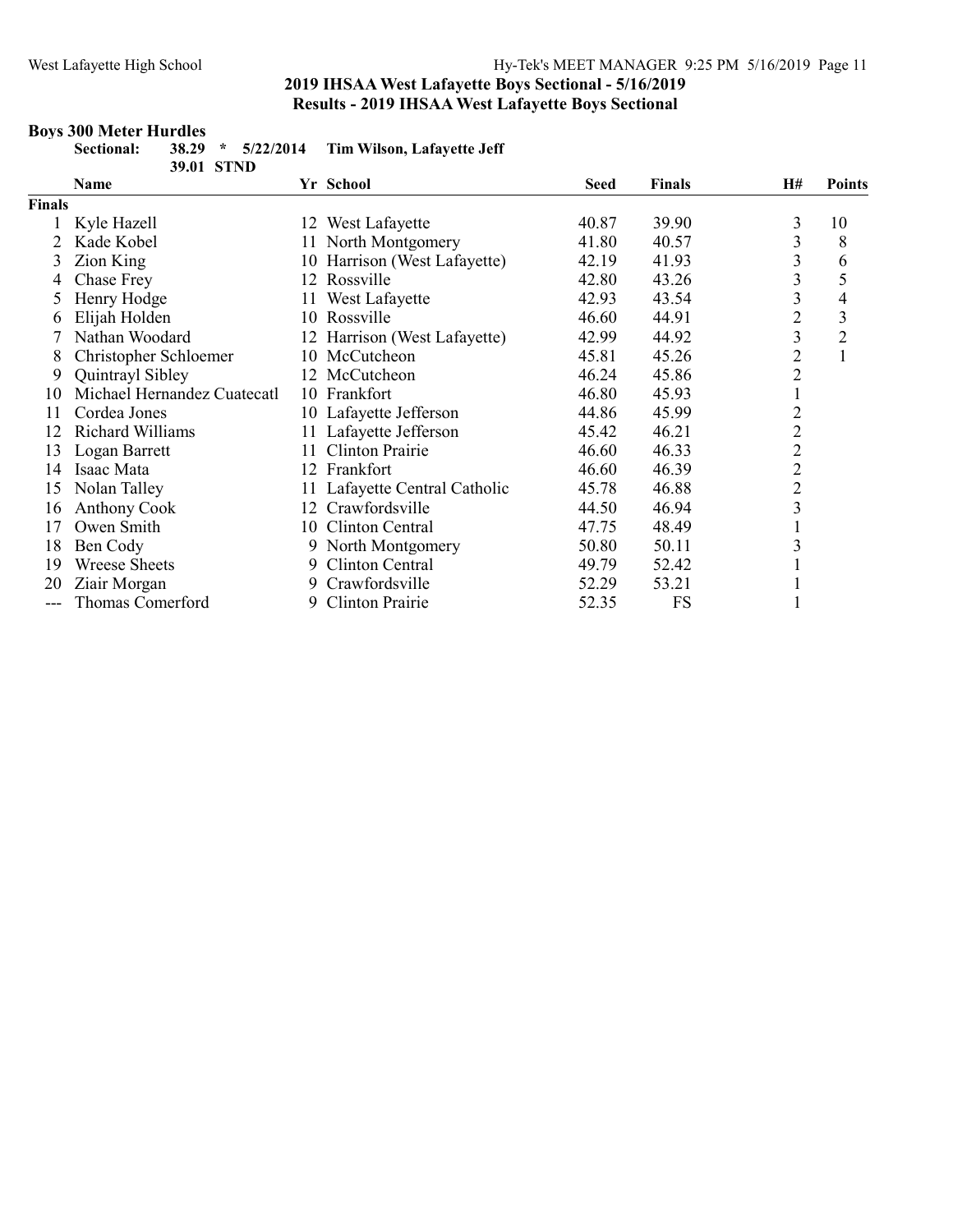## 2019 IHSAA West Lafayette Boys Sectional - 5/16/2019

### Results - 2019 IHSAA West Lafayette Boys Sectional

**Boys 300 Meter Hurdles**

**Sectional: 38.29 * 5/22/2014 Tim Wilson, Lafayette Jeff**

**39.01 STND**

| | Name | Yr | School | Seed | Finals | H# | Points |
|---|---|---|---|---|---|---|---|
| **Finals** | | | | | | | |
| 1 | Kyle Hazell | 12 | West Lafayette | 40.87 | 39.90 | 3 | 10 |
| 2 | Kade Kobel | 11 | North Montgomery | 41.80 | 40.57 | 3 | 8 |
| 3 | Zion King | 10 | Harrison (West Lafayette) | 42.19 | 41.93 | 3 | 6 |
| 4 | Chase Frey | 12 | Rossville | 42.80 | 43.26 | 3 | 5 |
| 5 | Henry Hodge | 11 | West Lafayette | 42.93 | 43.54 | 3 | 4 |
| 6 | Elijah Holden | 10 | Rossville | 46.60 | 44.91 | 2 | 3 |
| 7 | Nathan Woodard | 12 | Harrison (West Lafayette) | 42.99 | 44.92 | 3 | 2 |
| 8 | Christopher Schloemer | 10 | McCutcheon | 45.81 | 45.26 | 2 | 1 |
| 9 | Quintrayl Sibley | 12 | McCutcheon | 46.24 | 45.86 | 2 | |
| 10 | Michael Hernandez Cuatecatl | 10 | Frankfort | 46.80 | 45.93 | 1 | |
| 11 | Cordea Jones | 10 | Lafayette Jefferson | 44.86 | 45.99 | 2 | |
| 12 | Richard Williams | 11 | Lafayette Jefferson | 45.42 | 46.21 | 2 | |
| 13 | Logan Barrett | 11 | Clinton Prairie | 46.60 | 46.33 | 2 | |
| 14 | Isaac Mata | 12 | Frankfort | 46.60 | 46.39 | 2 | |
| 15 | Nolan Talley | 11 | Lafayette Central Catholic | 45.78 | 46.88 | 2 | |
| 16 | Anthony Cook | 12 | Crawfordsville | 44.50 | 46.94 | 3 | |
| 17 | Owen Smith | 10 | Clinton Central | 47.75 | 48.49 | 1 | |
| 18 | Ben Cody | 9 | North Montgomery | 50.80 | 50.11 | 3 | |
| 19 | Wreese Sheets | 9 | Clinton Central | 49.79 | 52.42 | 1 | |
| 20 | Ziair Morgan | 9 | Crawfordsville | 52.29 | 53.21 | 1 | |
| --- | Thomas Comerford | 9 | Clinton Prairie | 52.35 | FS | 1 | |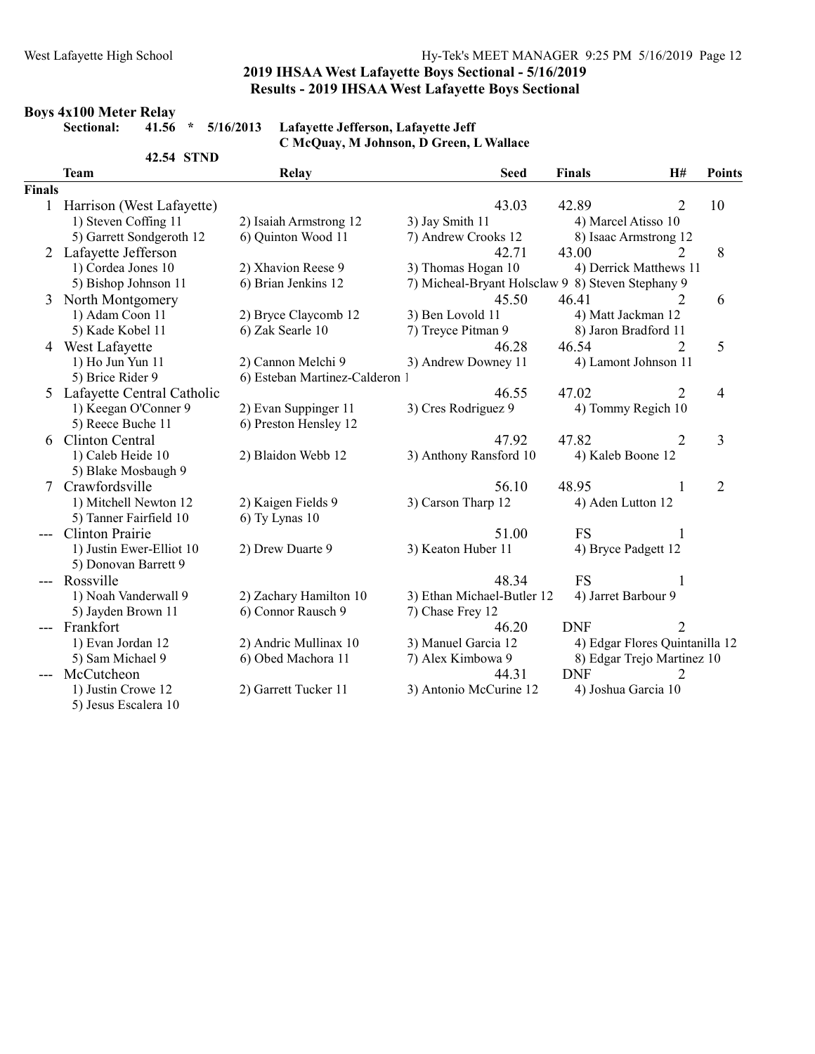## 2019 IHSAA West Lafayette Boys Sectional - 5/16/2019

### Results - 2019 IHSAA West Lafayette Boys Sectional

**Boys 4x100 Meter Relay**

**Sectional: 41.56 * 5/16/2013 Lafayette Jefferson, Lafayette Jeff**
**C McQuay, M Johnson, D Green, L Wallace**

**42.54 STND**

| | Team | Relay | | Seed | Finals | H# | Points |
|---|---|---|---|---|---|---|---|
| **Finals** | | | | | | | |
| 1 | Harrison (West Lafayette) | | | 43.03 | 42.89 | 2 | 10 |
| | 1) Steven Coffing 11 | 2) Isaiah Armstrong 12 | 3) Jay Smith 11 | | 4) Marcel Atisso 10 | | |
| | 5) Garrett Songdgeroth 12 | 6) Quinton Wood 11 | 7) Andrew Crooks 12 | | 8) Isaac Armstrong 12 | | |
| 2 | Lafayette Jefferson | | | 42.71 | 43.00 | 2 | 8 |
| | 1) Cordea Jones 10 | 2) Xhavion Reese 9 | 3) Thomas Hogan 10 | | 4) Derrick Matthews 11 | | |
| | 5) Bishop Johnson 11 | 6) Brian Jenkins 12 | 7) Micheal-Bryant Holsclaw 9 | | 8) Steven Stephany 9 | | |
| 3 | North Montgomery | | | 45.50 | 46.41 | 2 | 6 |
| | 1) Adam Coon 11 | 2) Bryce Claycomb 12 | 3) Ben Lovold 11 | | 4) Matt Jackman 12 | | |
| | 5) Kade Kobel 11 | 6) Zak Searle 10 | 7) Treyce Pitman 9 | | 8) Jaron Bradford 11 | | |
| 4 | West Lafayette | | | 46.28 | 46.54 | 2 | 5 |
| | 1) Ho Jun Yun 11 | 2) Cannon Melchi 9 | 3) Andrew Downey 11 | | 4) Lamont Johnson 11 | | |
| | 5) Brice Rider 9 | 6) Esteban Martinez-Calderon 1 | | | | | |
| 5 | Lafayette Central Catholic | | | 46.55 | 47.02 | 2 | 4 |
| | 1) Keegan O'Conner 9 | 2) Evan Suppinger 11 | 3) Cres Rodriguez 9 | | 4) Tommy Regich 10 | | |
| | 5) Reece Buche 11 | 6) Preston Hensley 12 | | | | | |
| 6 | Clinton Central | | | 47.92 | 47.82 | 2 | 3 |
| | 1) Caleb Heide 10 | 2) Blaidon Webb 12 | 3) Anthony Ransford 10 | | 4) Kaleb Boone 12 | | |
| | 5) Blake Mosbaugh 9 | | | | | | |
| 7 | Crawfordsville | | | 56.10 | 48.95 | 1 | 2 |
| | 1) Mitchell Newton 12 | 2) Kaigen Fields 9 | 3) Carson Tharp 12 | | 4) Aden Lutton 12 | | |
| | 5) Tanner Fairfield 10 | 6) Ty Lynas 10 | | | | | |
| --- | Clinton Prairie | | | 51.00 | FS | 1 | |
| | 1) Justin Ewer-Elliot 10 | 2) Drew Duarte 9 | 3) Keaton Huber 11 | | 4) Bryce Padgett 12 | | |
| | 5) Donovan Barrett 9 | | | | | | |
| --- | Rossville | | | 48.34 | FS | 1 | |
| | 1) Noah Vanderwall 9 | 2) Zachary Hamilton 10 | 3) Ethan Michael-Butler 12 | | 4) Jarret Barbour 9 | | |
| | 5) Jayden Brown 11 | 6) Connor Rausch 9 | 7) Chase Frey 12 | | | | |
| --- | Frankfort | | | 46.20 | DNF | 2 | |
| | 1) Evan Jordan 12 | 2) Andric Mullinax 10 | 3) Manuel Garcia 12 | | 4) Edgar Flores Quintanilla 12 | | |
| | 5) Sam Michael 9 | 6) Obed Machora 11 | 7) Alex Kimbowa 9 | | 8) Edgar Trejo Martinez 10 | | |
| --- | McCutcheon | | | 44.31 | DNF | 2 | |
| | 1) Justin Crowe 12 | 2) Garrett Tucker 11 | 3) Antonio McCurine 12 | | 4) Joshua Garcia 10 | | |
| | 5) Jesus Escalera 10 | | | | | | |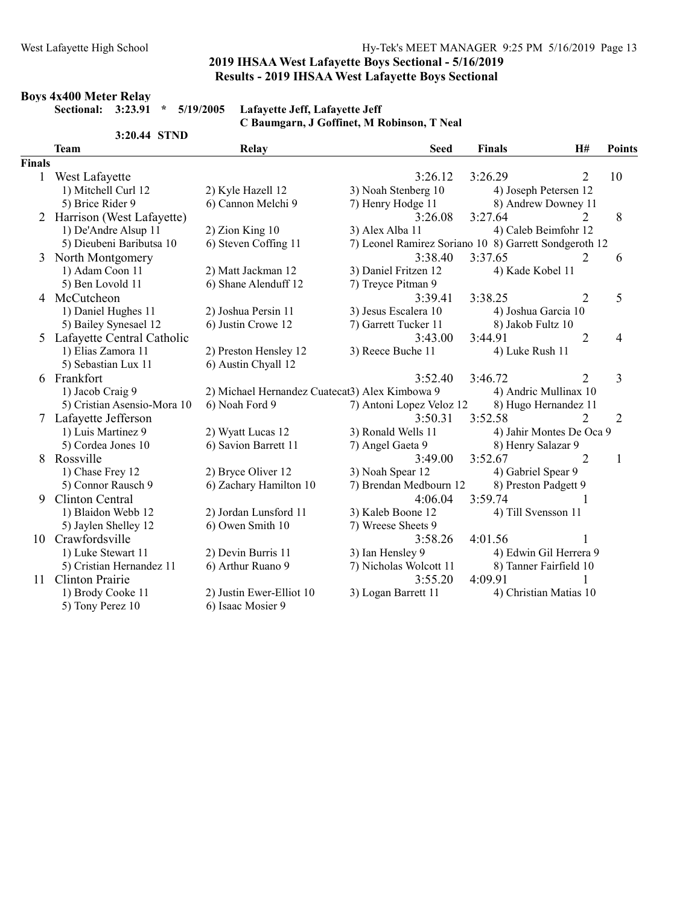## 2019 IHSAA West Lafayette Boys Sectional - 5/16/2019

## Results - 2019 IHSAA West Lafayette Boys Sectional

### Boys 4x400 Meter Relay

**Sectional: 3:23.91 * 5/19/2005 Lafayette Jeff, Lafayette Jeff**
**C Baumgarn, J Goffinet, M Robinson, T Neal**

**3:20.44 STND**

| | Team | Relay | Seed | Finals | H# | Points |
|---|---|---|---|---|---|---|
| **Finals** | | | | | | |
| 1 | West Lafayette | | 3:26.12 | 3:26.29 | 2 | 10 |
| | 1) Mitchell Curl 12 | 2) Kyle Hazell 12 | 3) Noah Stenberg 10 | 4) Joseph Petersen 12 | | |
| | 5) Brice Rider 9 | 6) Cannon Melchi 9 | 7) Henry Hodge 11 | 8) Andrew Downey 11 | | |
| 2 | Harrison (West Lafayette) | | 3:26.08 | 3:27.64 | 2 | 8 |
| | 1) De'Andre Alsup 11 | 2) Zion King 10 | 3) Alex Alba 11 | 4) Caleb Beimfohr 12 | | |
| | 5) Dieubeni Baributsa 10 | 6) Steven Coffing 11 | 7) Leonel Ramirez Soriano 10 | 8) Garrett Sondgeroth 12 | | |
| 3 | North Montgomery | | 3:38.40 | 3:37.65 | 2 | 6 |
| | 1) Adam Coon 11 | 2) Matt Jackman 12 | 3) Daniel Fritzen 12 | 4) Kade Kobel 11 | | |
| | 5) Ben Lovold 11 | 6) Shane Alenduff 12 | 7) Treyce Pitman 9 | | | |
| 4 | McCutcheon | | 3:39.41 | 3:38.25 | 2 | 5 |
| | 1) Daniel Hughes 11 | 2) Joshua Persin 11 | 3) Jesus Escalera 10 | 4) Joshua Garcia 10 | | |
| | 5) Bailey Synesael 12 | 6) Justin Crowe 12 | 7) Garrett Tucker 11 | 8) Jakob Fultz 10 | | |
| 5 | Lafayette Central Catholic | | 3:43.00 | 3:44.91 | 2 | 4 |
| | 1) Elias Zamora 11 | 2) Preston Hensley 12 | 3) Reece Buche 11 | 4) Luke Rush 11 | | |
| | 5) Sebastian Lux 11 | 6) Austin Chyall 12 | | | | |
| 6 | Frankfort | | 3:52.40 | 3:46.72 | 2 | 3 |
| | 1) Jacob Craig 9 | 2) Michael Hernandez Cuatecat | 3) Alex Kimbowa 9 | 4) Andric Mullinax 10 | | |
| | 5) Cristian Asensio-Mora 10 | 6) Noah Ford 9 | 7) Antoni Lopez Veloz 12 | 8) Hugo Hernandez 11 | | |
| 7 | Lafayette Jefferson | | 3:50.31 | 3:52.58 | 2 | 2 |
| | 1) Luis Martinez 9 | 2) Wyatt Lucas 12 | 3) Ronald Wells 11 | 4) Jahir Montes De Oca 9 | | |
| | 5) Cordea Jones 10 | 6) Savion Barrett 11 | 7) Angel Gaeta 9 | 8) Henry Salazar 9 | | |
| 8 | Rossville | | 3:49.00 | 3:52.67 | 2 | 1 |
| | 1) Chase Frey 12 | 2) Bryce Oliver 12 | 3) Noah Spear 12 | 4) Gabriel Spear 9 | | |
| | 5) Connor Rausch 9 | 6) Zachary Hamilton 10 | 7) Brendan Medbourn 12 | 8) Preston Padgett 9 | | |
| 9 | Clinton Central | | 4:06.04 | 3:59.74 | 1 | |
| | 1) Blaidon Webb 12 | 2) Jordan Lunsford 11 | 3) Kaleb Boone 12 | 4) Till Svensson 11 | | |
| | 5) Jaylen Shelley 12 | 6) Owen Smith 10 | 7) Wreese Sheets 9 | | | |
| 10 | Crawfordsville | | 3:58.26 | 4:01.56 | 1 | |
| | 1) Luke Stewart 11 | 2) Devin Burris 11 | 3) Ian Hensley 9 | 4) Edwin Gil Herrera 9 | | |
| | 5) Cristian Hernandez 11 | 6) Arthur Ruano 9 | 7) Nicholas Wolcott 11 | 8) Tanner Fairfield 10 | | |
| 11 | Clinton Prairie | | 3:55.20 | 4:09.91 | 1 | |
| | 1) Brody Cooke 11 | 2) Justin Ewer-Elliot 10 | 3) Logan Barrett 11 | 4) Christian Matias 10 | | |
| | 5) Tony Perez 10 | 6) Isaac Mosier 9 | | | | |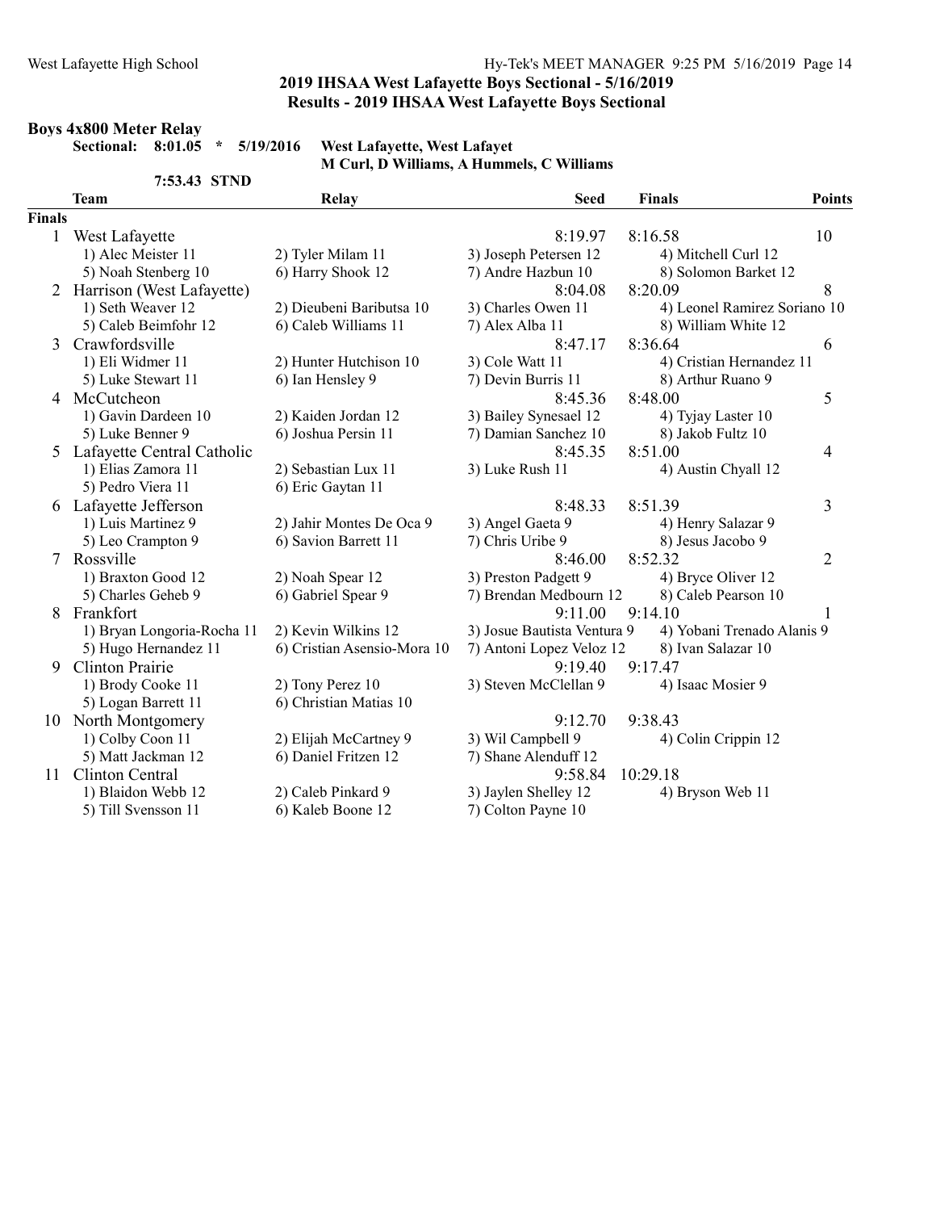## 2019 IHSAA West Lafayette Boys Sectional - 5/16/2019
## Results - 2019 IHSAA West Lafayette Boys Sectional

### Boys 4x800 Meter Relay

Sectional: 8:01.05 * 5/19/2016 West Lafayette, West Lafayet
M Curl, D Williams, A Hummels, C Williams
7:53.43 STND

| | Team | Relay | Seed | Finals | Points |
|---|---|---|---|---|---|
| **Finals** | | | | | |
| 1 | West Lafayette | | 8:19.97 | 8:16.58 | 10 |
| | 1) Alec Meister 11 | 2) Tyler Milam 11 | 3) Joseph Petersen 12 | 4) Mitchell Curl 12 | |
| | 5) Noah Stenberg 10 | 6) Harry Shook 12 | 7) Andre Hazbun 10 | 8) Solomon Barket 12 | |
| 2 | Harrison (West Lafayette) | | 8:04.08 | 8:20.09 | 8 |
| | 1) Seth Weaver 12 | 2) Dieubeni Baributsa 10 | 3) Charles Owen 11 | 4) Leonel Ramirez Soriano 10 | |
| | 5) Caleb Beimfohr 12 | 6) Caleb Williams 11 | 7) Alex Alba 11 | 8) William White 12 | |
| 3 | Crawfordsville | | 8:47.17 | 8:36.64 | 6 |
| | 1) Eli Widmer 11 | 2) Hunter Hutchison 10 | 3) Cole Watt 11 | 4) Cristian Hernandez 11 | |
| | 5) Luke Stewart 11 | 6) Ian Hensley 9 | 7) Devin Burris 11 | 8) Arthur Ruano 9 | |
| 4 | McCutcheon | | 8:45.36 | 8:48.00 | 5 |
| | 1) Gavin Dardeen 10 | 2) Kaiden Jordan 12 | 3) Bailey Synesael 12 | 4) Tyjay Laster 10 | |
| | 5) Luke Benner 9 | 6) Joshua Persin 11 | 7) Damian Sanchez 10 | 8) Jakob Fultz 10 | |
| 5 | Lafayette Central Catholic | | 8:45.35 | 8:51.00 | 4 |
| | 1) Elias Zamora 11 | 2) Sebastian Lux 11 | 3) Luke Rush 11 | 4) Austin Chyall 12 | |
| | 5) Pedro Viera 11 | 6) Eric Gaytan 11 | | | |
| 6 | Lafayette Jefferson | | 8:48.33 | 8:51.39 | 3 |
| | 1) Luis Martinez 9 | 2) Jahir Montes De Oca 9 | 3) Angel Gaeta 9 | 4) Henry Salazar 9 | |
| | 5) Leo Crampton 9 | 6) Savion Barrett 11 | 7) Chris Uribe 9 | 8) Jesus Jacobo 9 | |
| 7 | Rossville | | 8:46.00 | 8:52.32 | 2 |
| | 1) Braxton Good 12 | 2) Noah Spear 12 | 3) Preston Padgett 9 | 4) Bryce Oliver 12 | |
| | 5) Charles Geheb 9 | 6) Gabriel Spear 9 | 7) Brendan Medbourn 12 | 8) Caleb Pearson 10 | |
| 8 | Frankfort | | 9:11.00 | 9:14.10 | 1 |
| | 1) Bryan Longoria-Rocha 11 | 2) Kevin Wilkins 12 | 3) Josue Bautista Ventura 9 | 4) Yobani Trenado Alanis 9 | |
| | 5) Hugo Hernandez 11 | 6) Cristian Asensio-Mora 10 | 7) Antoni Lopez Veloz 12 | 8) Ivan Salazar 10 | |
| 9 | Clinton Prairie | | 9:19.40 | 9:17.47 | |
| | 1) Brody Cooke 11 | 2) Tony Perez 10 | 3) Steven McClellan 9 | 4) Isaac Mosier 9 | |
| | 5) Logan Barrett 11 | 6) Christian Matias 10 | | | |
| 10 | North Montgomery | | 9:12.70 | 9:38.43 | |
| | 1) Colby Coon 11 | 2) Elijah McCartney 9 | 3) Wil Campbell 9 | 4) Colin Crippin 12 | |
| | 5) Matt Jackman 12 | 6) Daniel Fritzen 12 | 7) Shane Alenduff 12 | | |
| 11 | Clinton Central | | 9:58.84 | 10:29.18 | |
| | 1) Blaidon Webb 12 | 2) Caleb Pinkard 9 | 3) Jaylen Shelley 12 | 4) Bryson Web 11 | |
| | 5) Till Svensson 11 | 6) Kaleb Boone 12 | 7) Colton Payne 10 | | |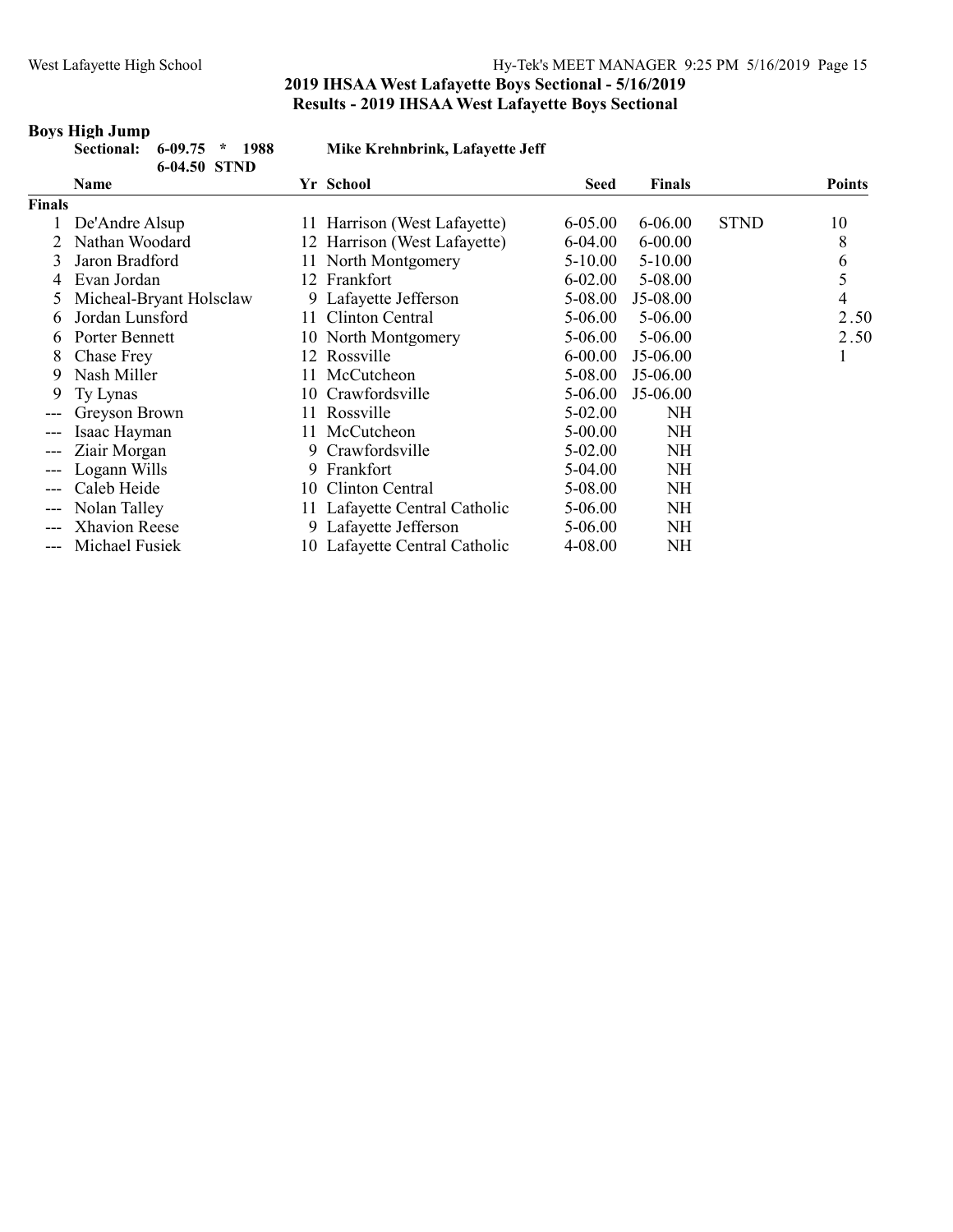## 2019 IHSAA West Lafayette Boys Sectional - 5/16/2019
## Results - 2019 IHSAA West Lafayette Boys Sectional

### Boys High Jump

**Sectional: 6-09.75 * 1988 Mike Krehnbrink, Lafayette Jeff**
**6-04.50 STND**

| | Name | Yr | School | Seed | Finals | | Points |
|---|---|---|---|---|---|---|---|
| **Finals** | | | | | | | |
| 1 | De'Andre Alsup | 11 | Harrison (West Lafayette) | 6-05.00 | 6-06.00 | STND | 10 |
| 2 | Nathan Woodard | 12 | Harrison (West Lafayette) | 6-04.00 | 6-00.00 | | 8 |
| 3 | Jaron Bradford | 11 | North Montgomery | 5-10.00 | 5-10.00 | | 6 |
| 4 | Evan Jordan | 12 | Frankfort | 6-02.00 | 5-08.00 | | 5 |
| 5 | Micheal-Bryant Holsclaw | 9 | Lafayette Jefferson | 5-08.00 | J5-08.00 | | 4 |
| 6 | Jordan Lunsford | 11 | Clinton Central | 5-06.00 | 5-06.00 | | 2.50 |
| 6 | Porter Bennett | 10 | North Montgomery | 5-06.00 | 5-06.00 | | 2.50 |
| 8 | Chase Frey | 12 | Rossville | 6-00.00 | J5-06.00 | | 1 |
| 9 | Nash Miller | 11 | McCutcheon | 5-08.00 | J5-06.00 | | |
| 9 | Ty Lynas | 10 | Crawfordsville | 5-06.00 | J5-06.00 | | |
| --- | Greyson Brown | 11 | Rossville | 5-02.00 | NH | | |
| --- | Isaac Hayman | 11 | McCutcheon | 5-00.00 | NH | | |
| --- | Ziair Morgan | 9 | Crawfordsville | 5-02.00 | NH | | |
| --- | Logann Wills | 9 | Frankfort | 5-04.00 | NH | | |
| --- | Caleb Heide | 10 | Clinton Central | 5-08.00 | NH | | |
| --- | Nolan Talley | 11 | Lafayette Central Catholic | 5-06.00 | NH | | |
| --- | Xhavion Reese | 9 | Lafayette Jefferson | 5-06.00 | NH | | |
| --- | Michael Fusiek | 10 | Lafayette Central Catholic | 4-08.00 | NH | | |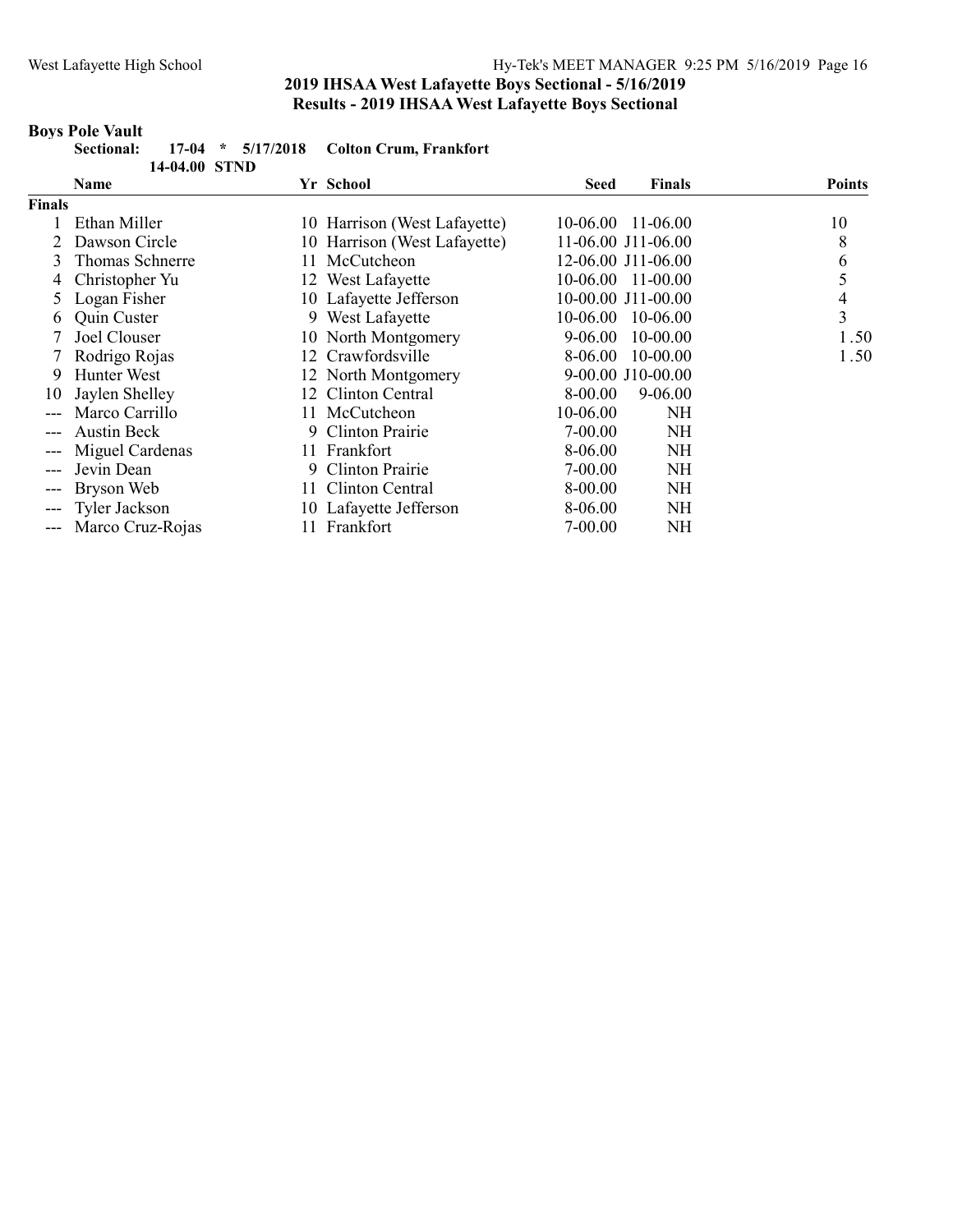## 2019 IHSAA West Lafayette Boys Sectional - 5/16/2019
## Results - 2019 IHSAA West Lafayette Boys Sectional

### Boys Pole Vault

**Sectional:** 17-04 * 5/17/2018 Colton Crum, Frankfort
14-04.00 STND

| | Name | Yr | School | Seed | Finals | Points |
|---|---|---|---|---|---|---|
| **Finals** | | | | | | |
| 1 | Ethan Miller | 10 | Harrison (West Lafayette) | 10-06.00 | 11-06.00 | 10 |
| 2 | Dawson Circle | 10 | Harrison (West Lafayette) | 11-06.00 | J11-06.00 | 8 |
| 3 | Thomas Schnerre | 11 | McCutcheon | 12-06.00 | J11-06.00 | 6 |
| 4 | Christopher Yu | 12 | West Lafayette | 10-06.00 | 11-00.00 | 5 |
| 5 | Logan Fisher | 10 | Lafayette Jefferson | 10-00.00 | J11-00.00 | 4 |
| 6 | Quin Custer | 9 | West Lafayette | 10-06.00 | 10-06.00 | 3 |
| 7 | Joel Clouser | 10 | North Montgomery | 9-06.00 | 10-00.00 | 1.50 |
| 7 | Rodrigo Rojas | 12 | Crawfordsville | 8-06.00 | 10-00.00 | 1.50 |
| 9 | Hunter West | 12 | North Montgomery | 9-00.00 | J10-00.00 | |
| 10 | Jaylen Shelley | 12 | Clinton Central | 8-00.00 | 9-06.00 | |
| --- | Marco Carrillo | 11 | McCutcheon | 10-06.00 | NH | |
| --- | Austin Beck | 9 | Clinton Prairie | 7-00.00 | NH | |
| --- | Miguel Cardenas | 11 | Frankfort | 8-06.00 | NH | |
| --- | Jevin Dean | 9 | Clinton Prairie | 7-00.00 | NH | |
| --- | Bryson Web | 11 | Clinton Central | 8-00.00 | NH | |
| --- | Tyler Jackson | 10 | Lafayette Jefferson | 8-06.00 | NH | |
| --- | Marco Cruz-Rojas | 11 | Frankfort | 7-00.00 | NH | |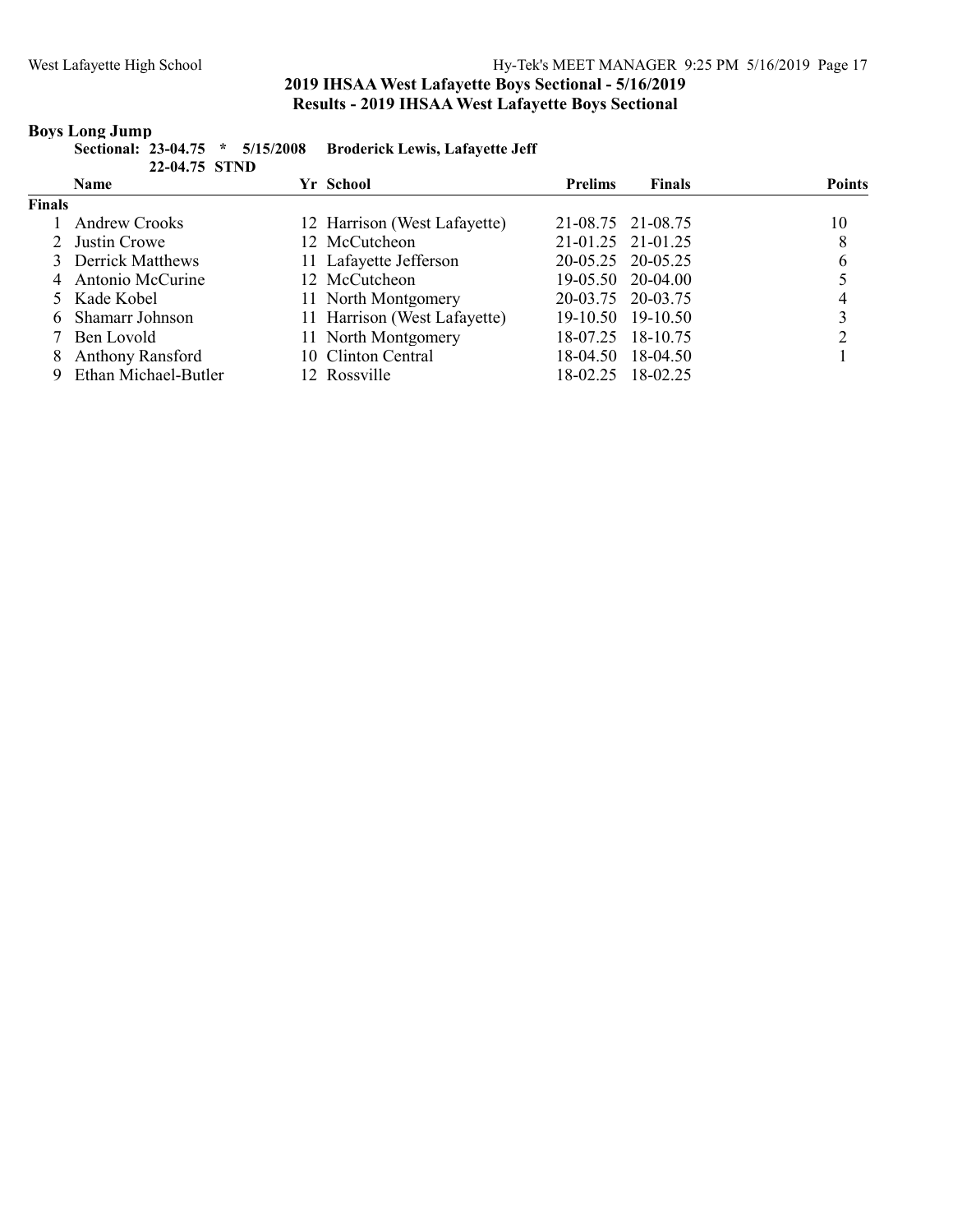## 2019 IHSAA West Lafayette Boys Sectional - 5/16/2019

## Results - 2019 IHSAA West Lafayette Boys Sectional

### Boys Long Jump

**Sectional: 23-04.75 * 5/15/2008 Broderick Lewis, Lafayette Jeff**

**22-04.75 STND**

| | Name | Yr | School | Prelims | Finals | Points |
|---|---|---|---|---|---|---|
| **Finals** | | | | | | |
| 1 | Andrew Crooks | 12 | Harrison (West Lafayette) | 21-08.75 | 21-08.75 | 10 |
| 2 | Justin Crowe | 12 | McCutcheon | 21-01.25 | 21-01.25 | 8 |
| 3 | Derrick Matthews | 11 | Lafayette Jefferson | 20-05.25 | 20-05.25 | 6 |
| 4 | Antonio McCurine | 12 | McCutcheon | 19-05.50 | 20-04.00 | 5 |
| 5 | Kade Kobel | 11 | North Montgomery | 20-03.75 | 20-03.75 | 4 |
| 6 | Shamarr Johnson | 11 | Harrison (West Lafayette) | 19-10.50 | 19-10.50 | 3 |
| 7 | Ben Lovold | 11 | North Montgomery | 18-07.25 | 18-10.75 | 2 |
| 8 | Anthony Ransford | 10 | Clinton Central | 18-04.50 | 18-04.50 | 1 |
| 9 | Ethan Michael-Butler | 12 | Rossville | 18-02.25 | 18-02.25 | |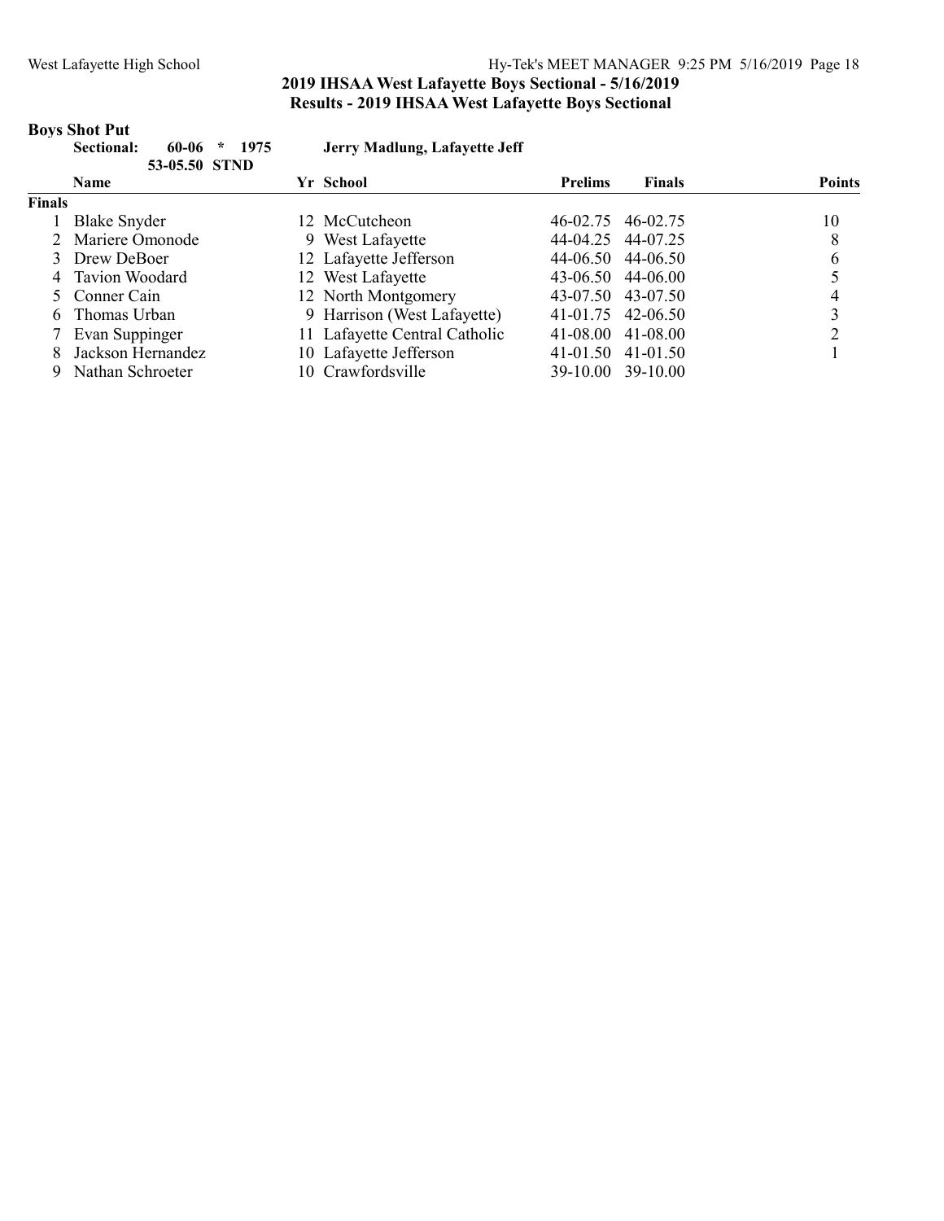## 2019 IHSAA West Lafayette Boys Sectional - 5/16/2019

## Results - 2019 IHSAA West Lafayette Boys Sectional

### Boys Shot Put

**Sectional:** 60-06 * 1975 **Jerry Madlung, Lafayette Jeff**

53-05.50 STND

**Finals**

| | Name | Yr | School | Prelims | Finals | Points |
|---|---|---|---|---|---|---|
| 1 | Blake Snyder | 12 | McCutcheon | 46-02.75 | 46-02.75 | 10 |
| 2 | Mariere Omonode | 9 | West Lafayette | 44-04.25 | 44-07.25 | 8 |
| 3 | Drew DeBoer | 12 | Lafayette Jefferson | 44-06.50 | 44-06.50 | 6 |
| 4 | Tavion Woodard | 12 | West Lafayette | 43-06.50 | 44-06.00 | 5 |
| 5 | Conner Cain | 12 | North Montgomery | 43-07.50 | 43-07.50 | 4 |
| 6 | Thomas Urban | 9 | Harrison (West Lafayette) | 41-01.75 | 42-06.50 | 3 |
| 7 | Evan Suppinger | 11 | Lafayette Central Catholic | 41-08.00 | 41-08.00 | 2 |
| 8 | Jackson Hernandez | 10 | Lafayette Jefferson | 41-01.50 | 41-01.50 | 1 |
| 9 | Nathan Schroeter | 10 | Crawfordsville | 39-10.00 | 39-10.00 | |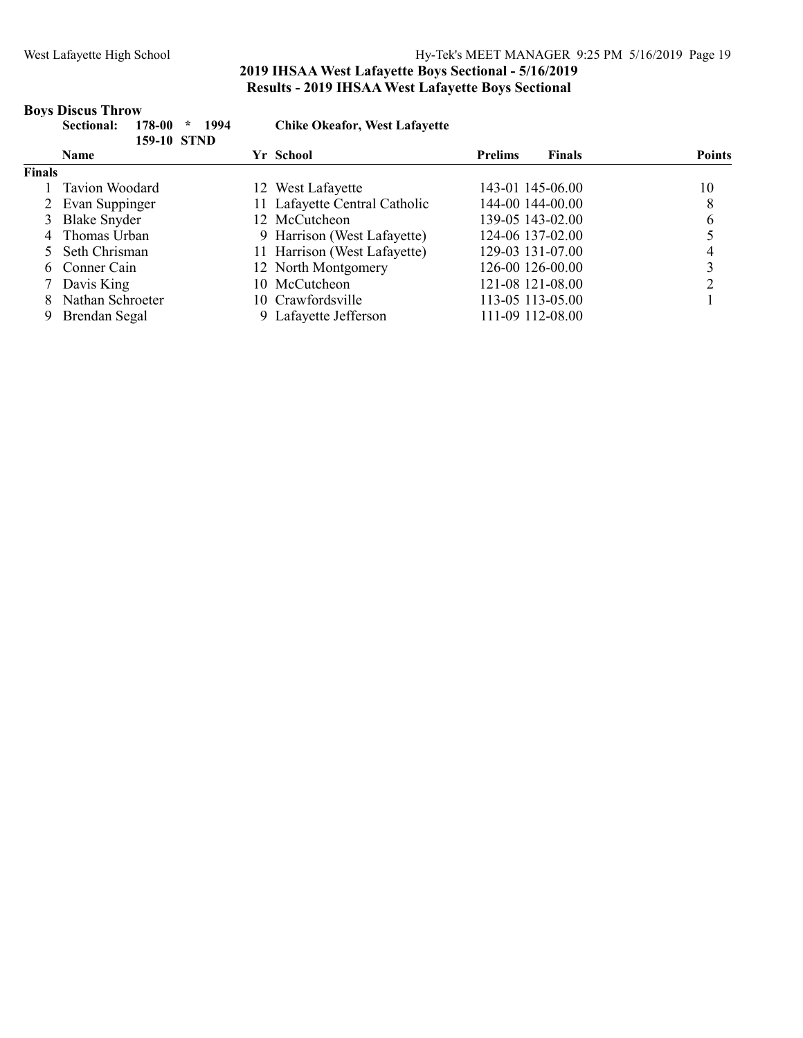# 2019 IHSAA West Lafayette Boys Sectional - 5/16/2019

## Results - 2019 IHSAA West Lafayette Boys Sectional

### Boys Discus Throw

**Sectional: 178-00 * 1994 Chike Okeafor, West Lafayette**
**159-10 STND**

| | Name | Yr | School | Prelims | Finals | Points |
|---|---|---|---|---|---|---|
| **Finals** | | | | | | |
| 1 | Tavion Woodard | 12 | West Lafayette | 143-01 | 145-06.00 | 10 |
| 2 | Evan Suppinger | 11 | Lafayette Central Catholic | 144-00 | 144-00.00 | 8 |
| 3 | Blake Snyder | 12 | McCutcheon | 139-05 | 143-02.00 | 6 |
| 4 | Thomas Urban | 9 | Harrison (West Lafayette) | 124-06 | 137-02.00 | 5 |
| 5 | Seth Chrisman | 11 | Harrison (West Lafayette) | 129-03 | 131-07.00 | 4 |
| 6 | Conner Cain | 12 | North Montgomery | 126-00 | 126-00.00 | 3 |
| 7 | Davis King | 10 | McCutcheon | 121-08 | 121-08.00 | 2 |
| 8 | Nathan Schroeter | 10 | Crawfordsville | 113-05 | 113-05.00 | 1 |
| 9 | Brendan Segal | 9 | Lafayette Jefferson | 111-09 | 112-08.00 | |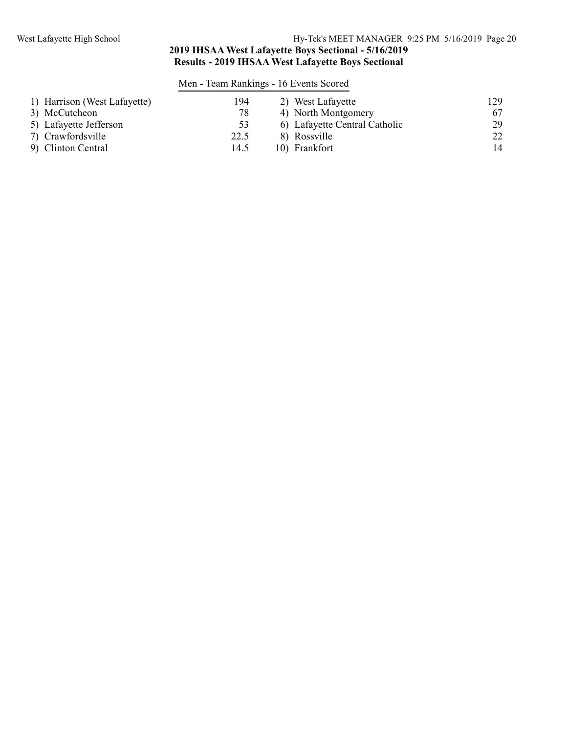## 2019 IHSAA West Lafayette Boys Sectional - 5/16/2019

## Results - 2019 IHSAA West Lafayette Boys Sectional

### Men - Team Rankings - 16 Events Scored

| | | | |
|---|---|---|---|
| 1) Harrison (West Lafayette) | 194 | 2) West Lafayette | 129 |
| 3) McCutcheon | 78 | 4) North Montgomery | 67 |
| 5) Lafayette Jefferson | 53 | 6) Lafayette Central Catholic | 29 |
| 7) Crawfordsville | 22.5 | 8) Rossville | 22 |
| 9) Clinton Central | 14.5 | 10) Frankfort | 14 |